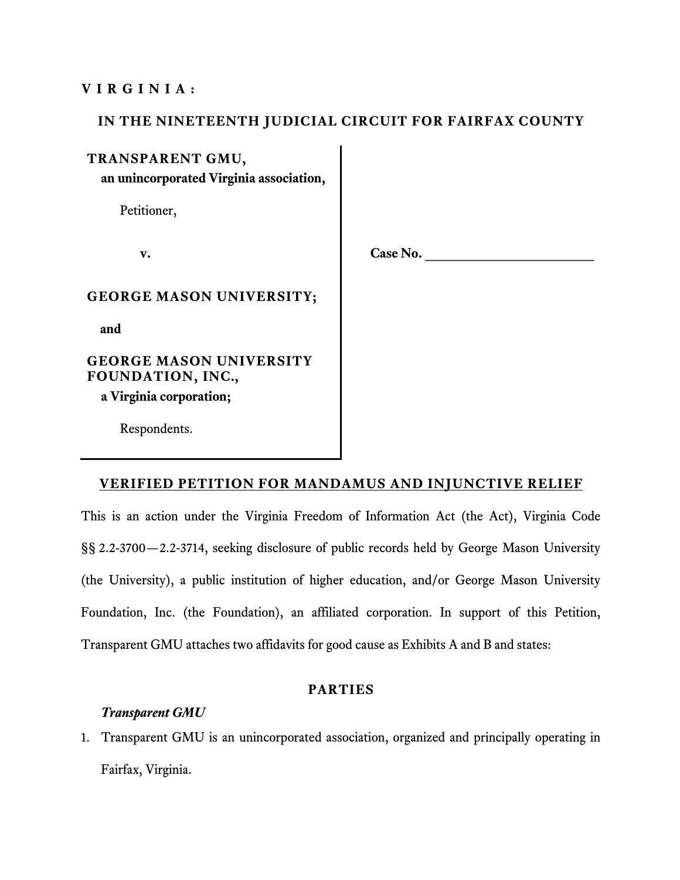**V I R G I N I A :**

**IN THE NINETEENTH JUDICIAL CIRCUIT FOR FAIRFAX COUNTY**

**TRANSPARENT GMU,**
**an unincorporated Virginia association,**

Petitioner,

**v.**

**GEORGE MASON UNIVERSITY;**

**and**

**GEORGE MASON UNIVERSITY FOUNDATION, INC.,**
**a Virginia corporation;**

Respondents.

**Case No. ________________________**

## VERIFIED PETITION FOR MANDAMUS AND INJUNCTIVE RELIEF

This is an action under the Virginia Freedom of Information Act (the Act), Virginia Code §§ 2.2-3700—2.2-3714, seeking disclosure of public records held by George Mason University (the University), a public institution of higher education, and/or George Mason University Foundation, Inc. (the Foundation), an affiliated corporation. In support of this Petition, Transparent GMU attaches two affidavits for good cause as Exhibits A and B and states:

## PARTIES

### *Transparent GMU*

1. Transparent GMU is an unincorporated association, organized and principally operating in Fairfax, Virginia.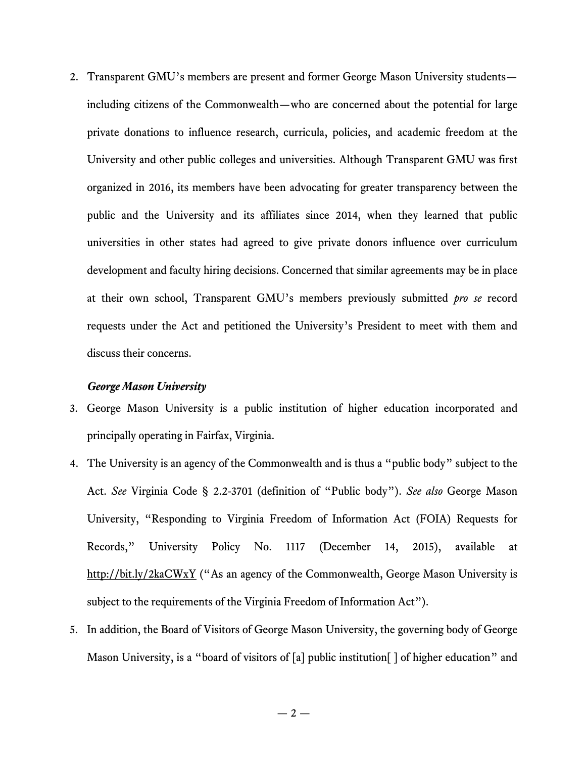2. Transparent GMU's members are present and former George Mason University students—including citizens of the Commonwealth—who are concerned about the potential for large private donations to influence research, curricula, policies, and academic freedom at the University and other public colleges and universities. Although Transparent GMU was first organized in 2016, its members have been advocating for greater transparency between the public and the University and its affiliates since 2014, when they learned that public universities in other states had agreed to give private donors influence over curriculum development and faculty hiring decisions. Concerned that similar agreements may be in place at their own school, Transparent GMU's members previously submitted *pro se* record requests under the Act and petitioned the University's President to meet with them and discuss their concerns.

***George Mason University***

3. George Mason University is a public institution of higher education incorporated and principally operating in Fairfax, Virginia.

4. The University is an agency of the Commonwealth and is thus a "public body" subject to the Act. *See* Virginia Code § 2.2-3701 (definition of "Public body"). *See also* George Mason University, "Responding to Virginia Freedom of Information Act (FOIA) Requests for Records," University Policy No. 1117 (December 14, 2015), available at http://bit.ly/2kaCWxY ("As an agency of the Commonwealth, George Mason University is subject to the requirements of the Virginia Freedom of Information Act").

5. In addition, the Board of Visitors of George Mason University, the governing body of George Mason University, is a "board of visitors of [a] public institution[ ] of higher education" and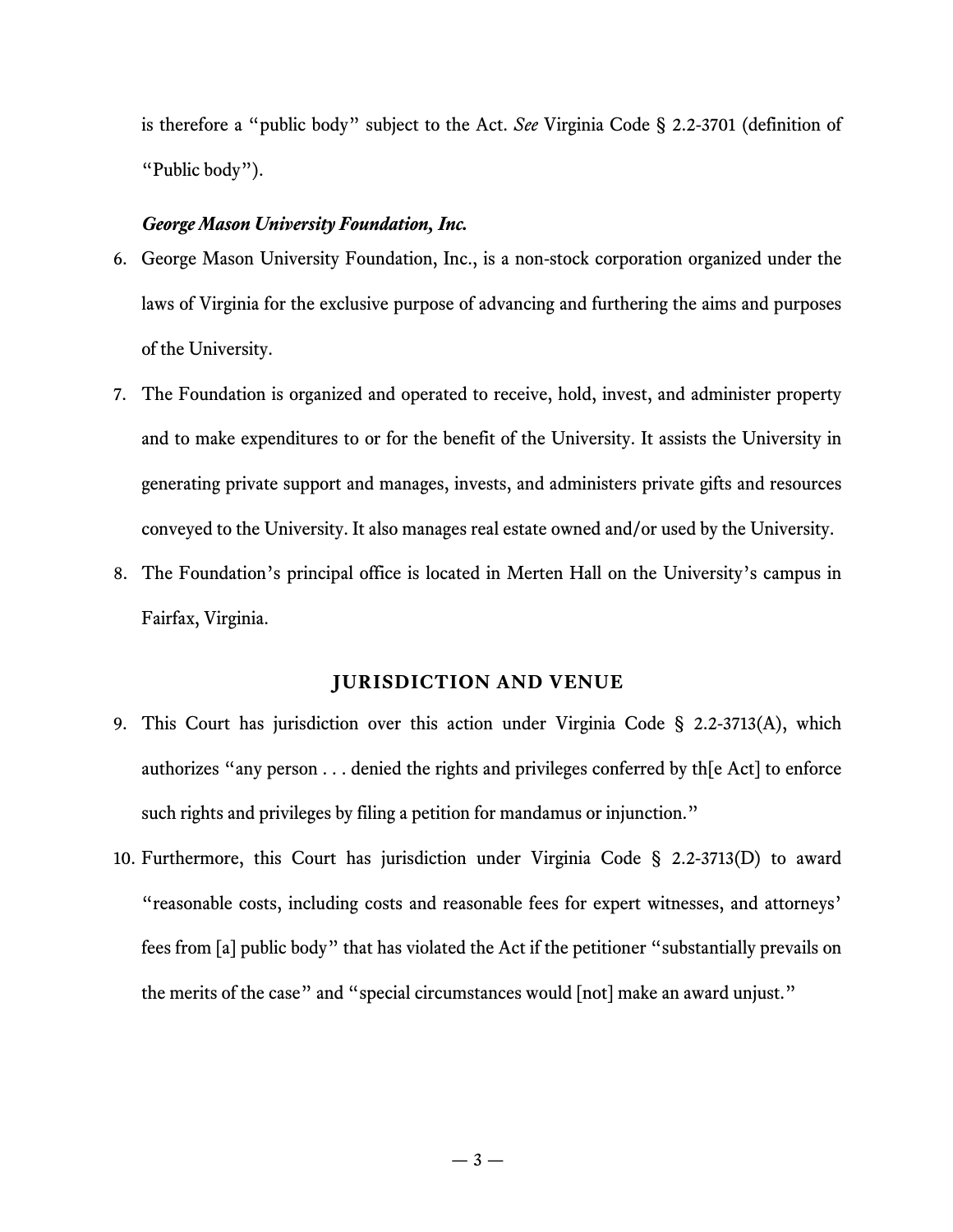is therefore a "public body" subject to the Act. *See* Virginia Code § 2.2-3701 (definition of "Public body").

***George Mason University Foundation, Inc.***

6. George Mason University Foundation, Inc., is a non-stock corporation organized under the laws of Virginia for the exclusive purpose of advancing and furthering the aims and purposes of the University.

7. The Foundation is organized and operated to receive, hold, invest, and administer property and to make expenditures to or for the benefit of the University. It assists the University in generating private support and manages, invests, and administers private gifts and resources conveyed to the University. It also manages real estate owned and/or used by the University.

8. The Foundation's principal office is located in Merten Hall on the University's campus in Fairfax, Virginia.

## JURISDICTION AND VENUE

9. This Court has jurisdiction over this action under Virginia Code § 2.2-3713(A), which authorizes "any person . . . denied the rights and privileges conferred by th[e Act] to enforce such rights and privileges by filing a petition for mandamus or injunction."

10. Furthermore, this Court has jurisdiction under Virginia Code § 2.2-3713(D) to award "reasonable costs, including costs and reasonable fees for expert witnesses, and attorneys' fees from [a] public body" that has violated the Act if the petitioner "substantially prevails on the merits of the case" and "special circumstances would [not] make an award unjust."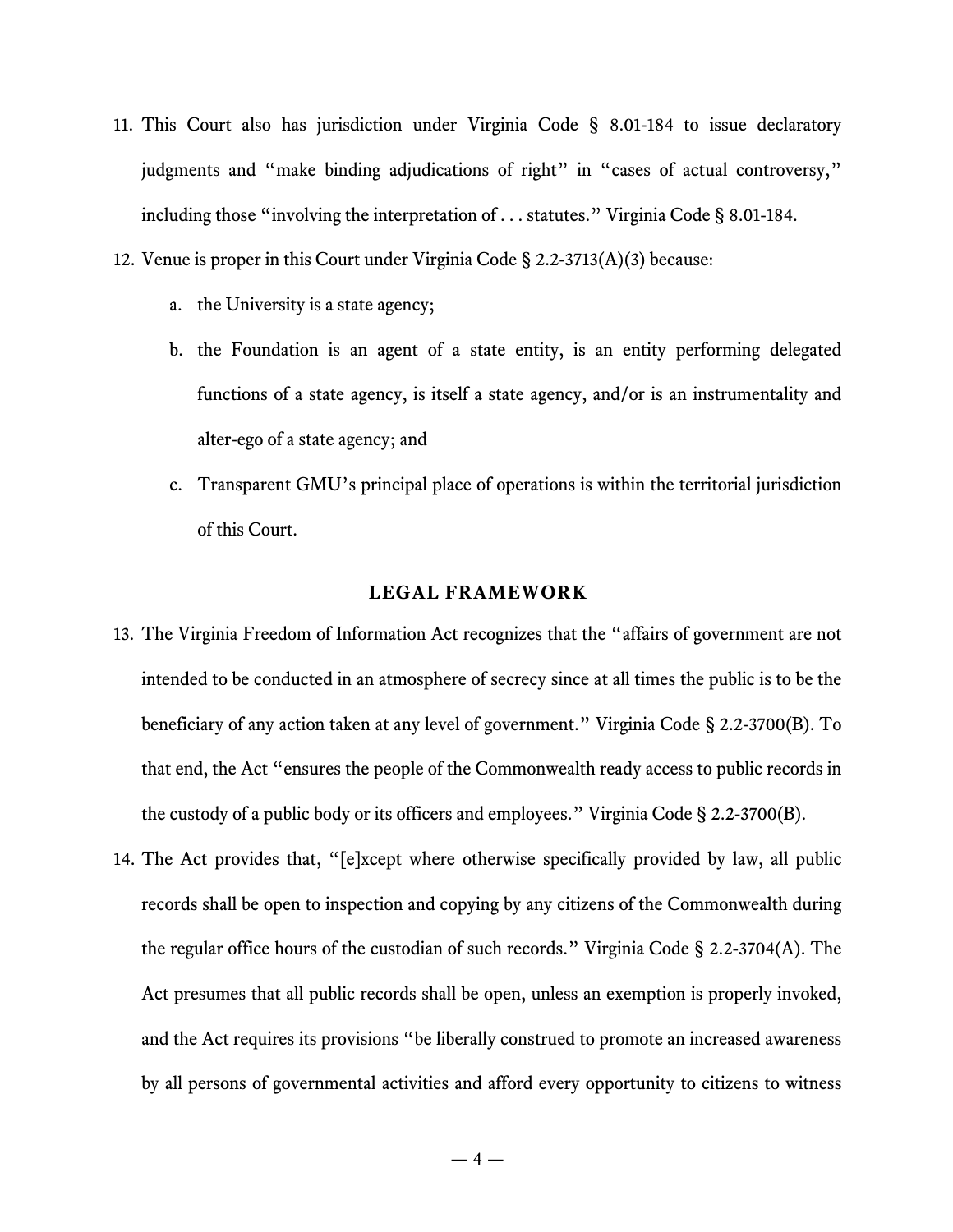11. This Court also has jurisdiction under Virginia Code § 8.01-184 to issue declaratory judgments and "make binding adjudications of right" in "cases of actual controversy," including those "involving the interpretation of . . . statutes." Virginia Code § 8.01-184.

12. Venue is proper in this Court under Virginia Code § 2.2-3713(A)(3) because:

    a. the University is a state agency;

    b. the Foundation is an agent of a state entity, is an entity performing delegated functions of a state agency, is itself a state agency, and/or is an instrumentality and alter-ego of a state agency; and

    c. Transparent GMU's principal place of operations is within the territorial jurisdiction of this Court.

## LEGAL FRAMEWORK

13. The Virginia Freedom of Information Act recognizes that the "affairs of government are not intended to be conducted in an atmosphere of secrecy since at all times the public is to be the beneficiary of any action taken at any level of government." Virginia Code § 2.2-3700(B). To that end, the Act "ensures the people of the Commonwealth ready access to public records in the custody of a public body or its officers and employees." Virginia Code § 2.2-3700(B).

14. The Act provides that, "[e]xcept where otherwise specifically provided by law, all public records shall be open to inspection and copying by any citizens of the Commonwealth during the regular office hours of the custodian of such records." Virginia Code § 2.2-3704(A). The Act presumes that all public records shall be open, unless an exemption is properly invoked, and the Act requires its provisions "be liberally construed to promote an increased awareness by all persons of governmental activities and afford every opportunity to citizens to witness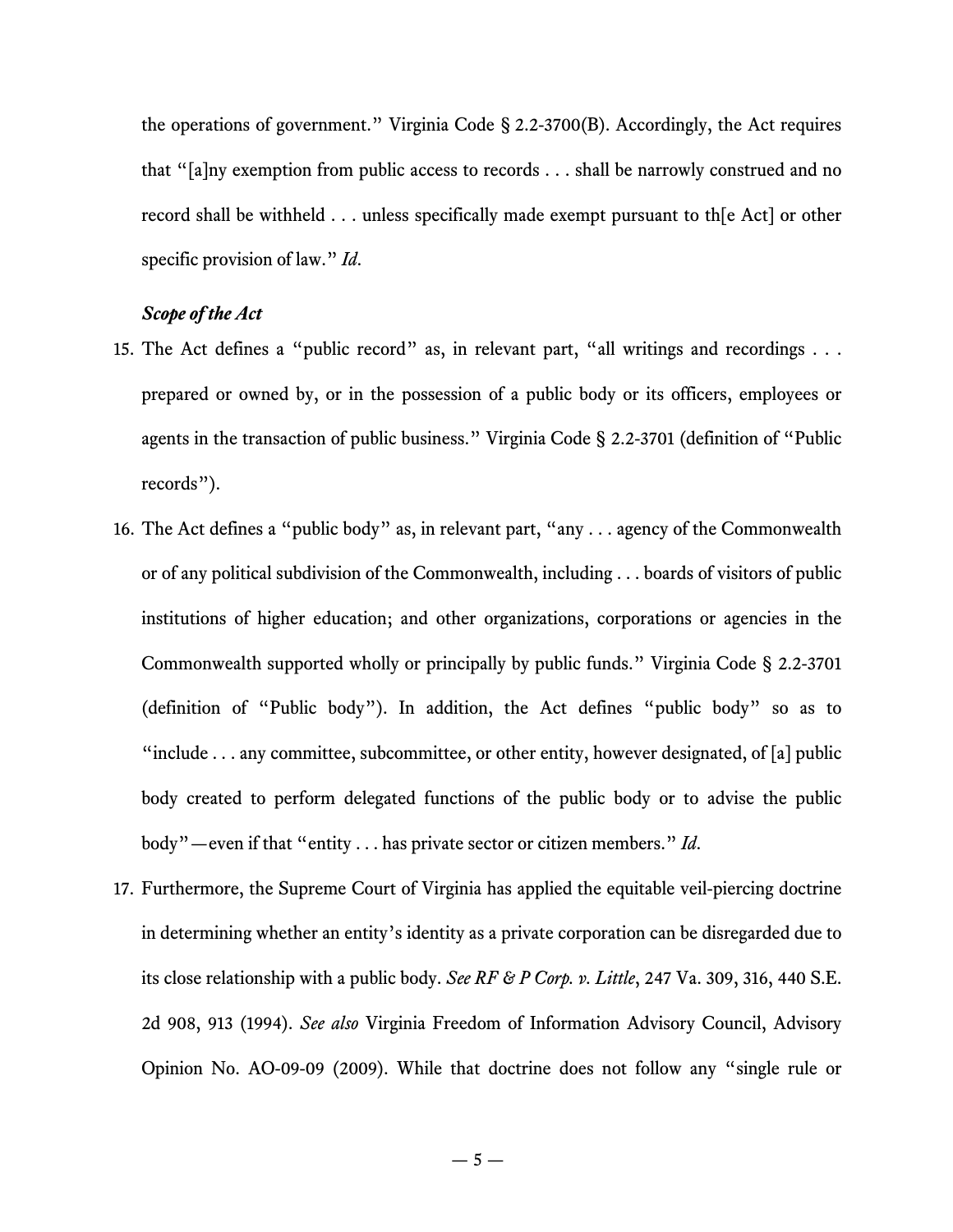the operations of government." Virginia Code § 2.2-3700(B). Accordingly, the Act requires that "[a]ny exemption from public access to records . . . shall be narrowly construed and no record shall be withheld . . . unless specifically made exempt pursuant to th[e Act] or other specific provision of law." *Id.*

***Scope of the Act***

15. The Act defines a "public record" as, in relevant part, "all writings and recordings . . . prepared or owned by, or in the possession of a public body or its officers, employees or agents in the transaction of public business." Virginia Code § 2.2-3701 (definition of "Public records").

16. The Act defines a "public body" as, in relevant part, "any . . . agency of the Commonwealth or of any political subdivision of the Commonwealth, including . . . boards of visitors of public institutions of higher education; and other organizations, corporations or agencies in the Commonwealth supported wholly or principally by public funds." Virginia Code § 2.2-3701 (definition of "Public body"). In addition, the Act defines "public body" so as to "include . . . any committee, subcommittee, or other entity, however designated, of [a] public body created to perform delegated functions of the public body or to advise the public body"—even if that "entity . . . has private sector or citizen members." *Id.*

17. Furthermore, the Supreme Court of Virginia has applied the equitable veil-piercing doctrine in determining whether an entity's identity as a private corporation can be disregarded due to its close relationship with a public body. *See RF & P Corp. v. Little*, 247 Va. 309, 316, 440 S.E. 2d 908, 913 (1994). *See also* Virginia Freedom of Information Advisory Council, Advisory Opinion No. AO-09-09 (2009). While that doctrine does not follow any "single rule or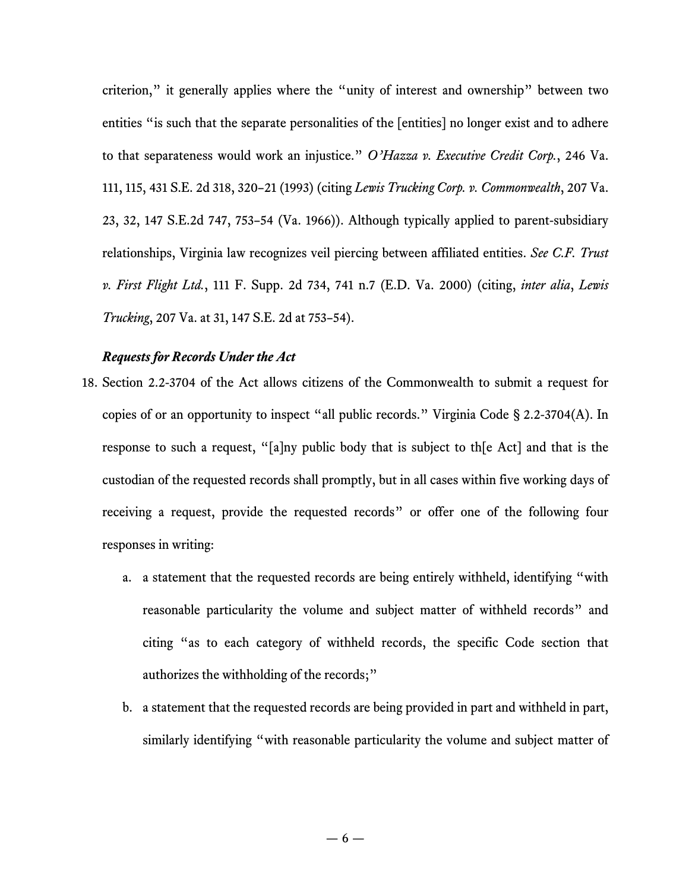criterion," it generally applies where the "unity of interest and ownership" between two entities "is such that the separate personalities of the [entities] no longer exist and to adhere to that separateness would work an injustice." *O'Hazza v. Executive Credit Corp.*, 246 Va. 111, 115, 431 S.E. 2d 318, 320–21 (1993) (citing *Lewis Trucking Corp. v. Commonwealth*, 207 Va. 23, 32, 147 S.E.2d 747, 753–54 (Va. 1966)). Although typically applied to parent-subsidiary relationships, Virginia law recognizes veil piercing between affiliated entities. *See C.F. Trust v. First Flight Ltd.*, 111 F. Supp. 2d 734, 741 n.7 (E.D. Va. 2000) (citing, *inter alia*, *Lewis Trucking*, 207 Va. at 31, 147 S.E. 2d at 753–54).

***Requests for Records Under the Act***

18. Section 2.2-3704 of the Act allows citizens of the Commonwealth to submit a request for copies of or an opportunity to inspect "all public records." Virginia Code § 2.2-3704(A). In response to such a request, "[a]ny public body that is subject to th[e Act] and that is the custodian of the requested records shall promptly, but in all cases within five working days of receiving a request, provide the requested records" or offer one of the following four responses in writing:

    a. a statement that the requested records are being entirely withheld, identifying "with reasonable particularity the volume and subject matter of withheld records" and citing "as to each category of withheld records, the specific Code section that authorizes the withholding of the records;"

    b. a statement that the requested records are being provided in part and withheld in part, similarly identifying "with reasonable particularity the volume and subject matter of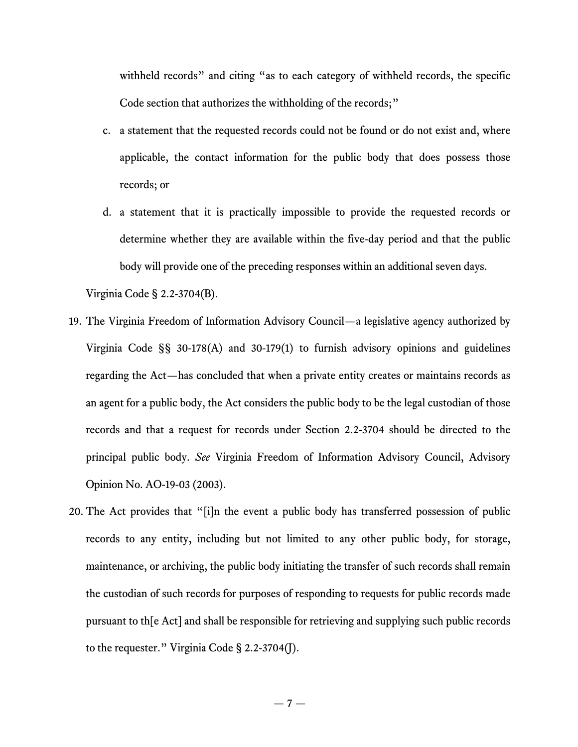withheld records" and citing "as to each category of withheld records, the specific Code section that authorizes the withholding of the records;"

   c. a statement that the requested records could not be found or do not exist and, where applicable, the contact information for the public body that does possess those records; or

   d. a statement that it is practically impossible to provide the requested records or determine whether they are available within the five-day period and that the public body will provide one of the preceding responses within an additional seven days.

Virginia Code § 2.2-3704(B).

19. The Virginia Freedom of Information Advisory Council—a legislative agency authorized by Virginia Code §§ 30-178(A) and 30-179(1) to furnish advisory opinions and guidelines regarding the Act—has concluded that when a private entity creates or maintains records as an agent for a public body, the Act considers the public body to be the legal custodian of those records and that a request for records under Section 2.2-3704 should be directed to the principal public body. *See* Virginia Freedom of Information Advisory Council, Advisory Opinion No. AO-19-03 (2003).

20. The Act provides that "[i]n the event a public body has transferred possession of public records to any entity, including but not limited to any other public body, for storage, maintenance, or archiving, the public body initiating the transfer of such records shall remain the custodian of such records for purposes of responding to requests for public records made pursuant to th[e Act] and shall be responsible for retrieving and supplying such public records to the requester." Virginia Code § 2.2-3704(J).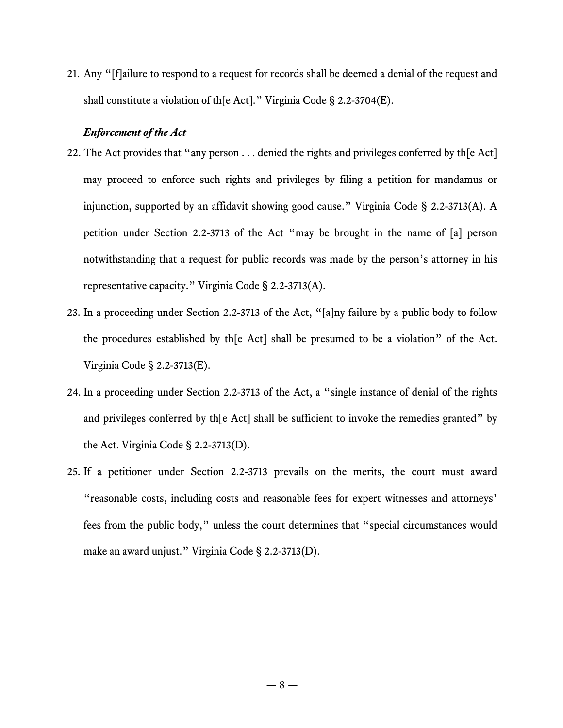21. Any "[f]ailure to respond to a request for records shall be deemed a denial of the request and shall constitute a violation of th[e Act]." Virginia Code § 2.2-3704(E).

***Enforcement of the Act***

22. The Act provides that "any person . . . denied the rights and privileges conferred by th[e Act] may proceed to enforce such rights and privileges by filing a petition for mandamus or injunction, supported by an affidavit showing good cause." Virginia Code § 2.2-3713(A). A petition under Section 2.2-3713 of the Act "may be brought in the name of [a] person notwithstanding that a request for public records was made by the person's attorney in his representative capacity." Virginia Code § 2.2-3713(A).

23. In a proceeding under Section 2.2-3713 of the Act, "[a]ny failure by a public body to follow the procedures established by th[e Act] shall be presumed to be a violation" of the Act. Virginia Code § 2.2-3713(E).

24. In a proceeding under Section 2.2-3713 of the Act, a "single instance of denial of the rights and privileges conferred by th[e Act] shall be sufficient to invoke the remedies granted" by the Act. Virginia Code § 2.2-3713(D).

25. If a petitioner under Section 2.2-3713 prevails on the merits, the court must award "reasonable costs, including costs and reasonable fees for expert witnesses and attorneys' fees from the public body," unless the court determines that "special circumstances would make an award unjust." Virginia Code § 2.2-3713(D).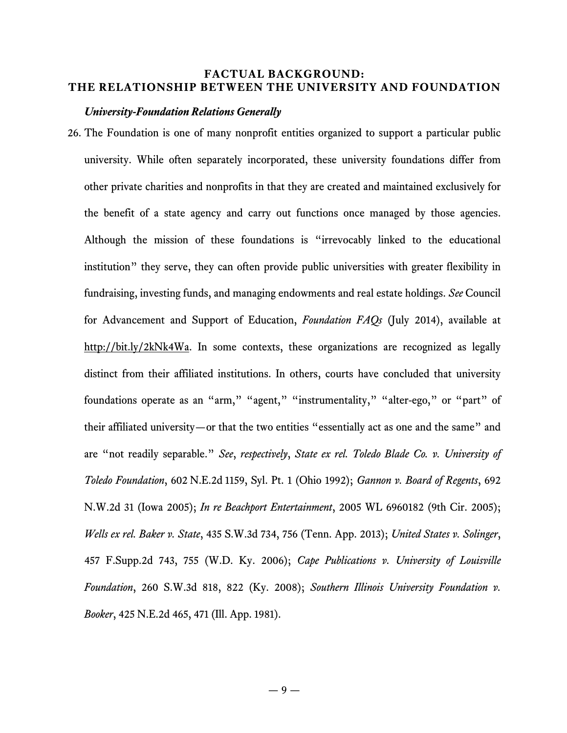## FACTUAL BACKGROUND: THE RELATIONSHIP BETWEEN THE UNIVERSITY AND FOUNDATION

### *University-Foundation Relations Generally*

26. The Foundation is one of many nonprofit entities organized to support a particular public university. While often separately incorporated, these university foundations differ from other private charities and nonprofits in that they are created and maintained exclusively for the benefit of a state agency and carry out functions once managed by those agencies. Although the mission of these foundations is "irrevocably linked to the educational institution" they serve, they can often provide public universities with greater flexibility in fundraising, investing funds, and managing endowments and real estate holdings. *See* Council for Advancement and Support of Education, *Foundation FAQs* (July 2014), available at http://bit.ly/2kNk4Wa. In some contexts, these organizations are recognized as legally distinct from their affiliated institutions. In others, courts have concluded that university foundations operate as an "arm," "agent," "instrumentality," "alter-ego," or "part" of their affiliated university—or that the two entities "essentially act as one and the same" and are "not readily separable." *See*, *respectively*, *State ex rel. Toledo Blade Co. v. University of Toledo Foundation*, 602 N.E.2d 1159, Syl. Pt. 1 (Ohio 1992); *Gannon v. Board of Regents*, 692 N.W.2d 31 (Iowa 2005); *In re Beachport Entertainment*, 2005 WL 6960182 (9th Cir. 2005); *Wells ex rel. Baker v. State*, 435 S.W.3d 734, 756 (Tenn. App. 2013); *United States v. Solinger*, 457 F.Supp.2d 743, 755 (W.D. Ky. 2006); *Cape Publications v. University of Louisville Foundation*, 260 S.W.3d 818, 822 (Ky. 2008); *Southern Illinois University Foundation v. Booker*, 425 N.E.2d 465, 471 (Ill. App. 1981).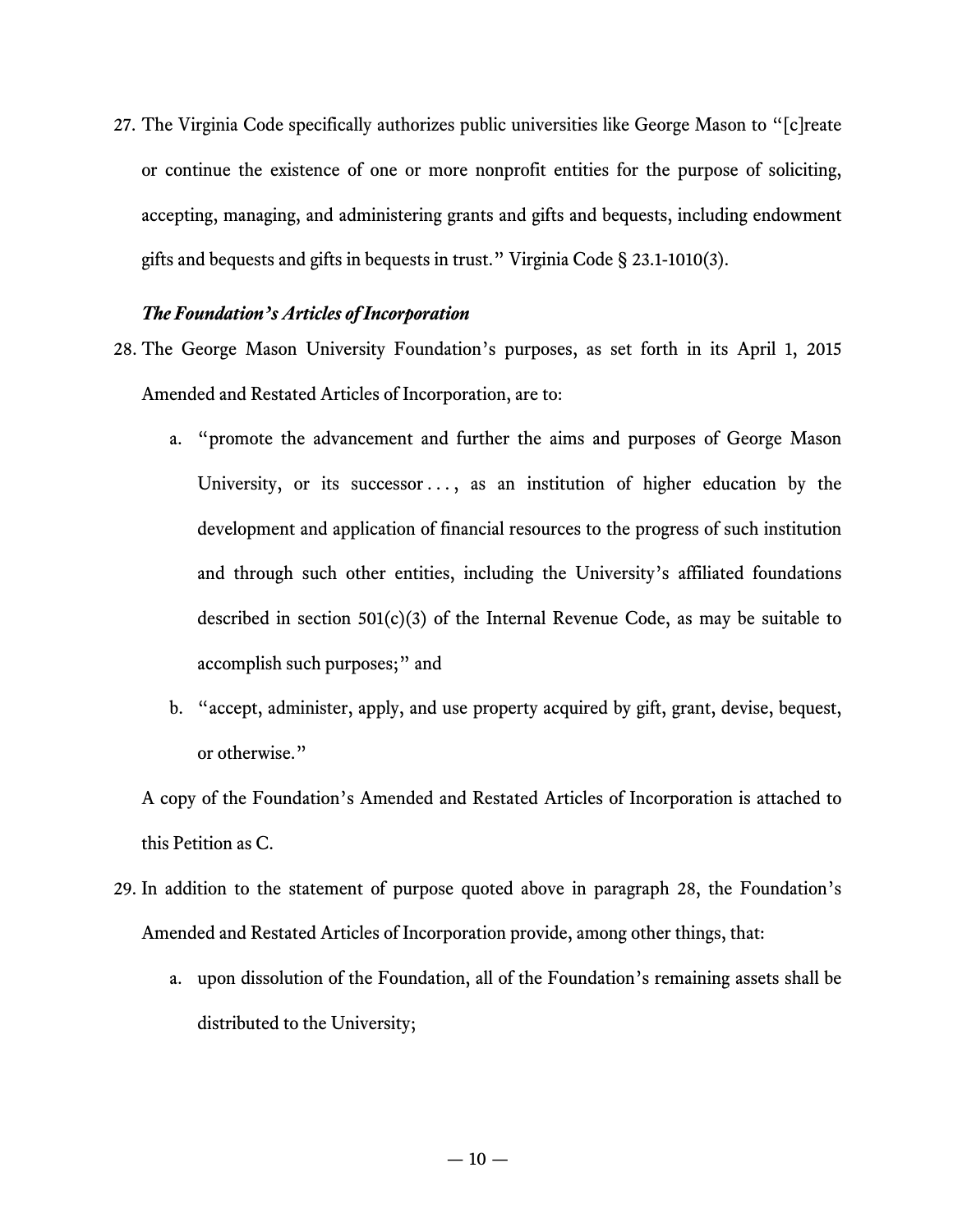27. The Virginia Code specifically authorizes public universities like George Mason to "[c]reate or continue the existence of one or more nonprofit entities for the purpose of soliciting, accepting, managing, and administering grants and gifts and bequests, including endowment gifts and bequests and gifts in bequests in trust." Virginia Code § 23.1-1010(3).

***The Foundation's Articles of Incorporation***

28. The George Mason University Foundation's purposes, as set forth in its April 1, 2015 Amended and Restated Articles of Incorporation, are to:

    a. "promote the advancement and further the aims and purposes of George Mason University, or its successor . . . , as an institution of higher education by the development and application of financial resources to the progress of such institution and through such other entities, including the University's affiliated foundations described in section 501(c)(3) of the Internal Revenue Code, as may be suitable to accomplish such purposes;" and

    b. "accept, administer, apply, and use property acquired by gift, grant, devise, bequest, or otherwise."

    A copy of the Foundation's Amended and Restated Articles of Incorporation is attached to this Petition as C.

29. In addition to the statement of purpose quoted above in paragraph 28, the Foundation's Amended and Restated Articles of Incorporation provide, among other things, that:

    a. upon dissolution of the Foundation, all of the Foundation's remaining assets shall be distributed to the University;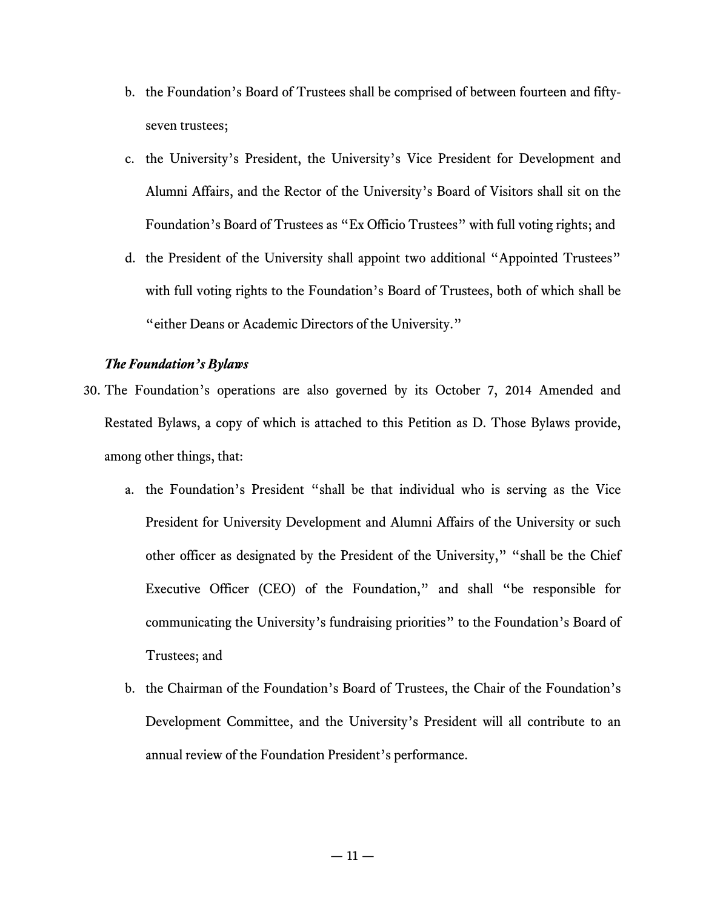b. the Foundation's Board of Trustees shall be comprised of between fourteen and fifty-seven trustees;

c. the University's President, the University's Vice President for Development and Alumni Affairs, and the Rector of the University's Board of Visitors shall sit on the Foundation's Board of Trustees as "Ex Officio Trustees" with full voting rights; and

d. the President of the University shall appoint two additional "Appointed Trustees" with full voting rights to the Foundation's Board of Trustees, both of which shall be "either Deans or Academic Directors of the University."

***The Foundation's Bylaws***

30. The Foundation's operations are also governed by its October 7, 2014 Amended and Restated Bylaws, a copy of which is attached to this Petition as D. Those Bylaws provide, among other things, that:

    a. the Foundation's President "shall be that individual who is serving as the Vice President for University Development and Alumni Affairs of the University or such other officer as designated by the President of the University," "shall be the Chief Executive Officer (CEO) of the Foundation," and shall "be responsible for communicating the University's fundraising priorities" to the Foundation's Board of Trustees; and

    b. the Chairman of the Foundation's Board of Trustees, the Chair of the Foundation's Development Committee, and the University's President will all contribute to an annual review of the Foundation President's performance.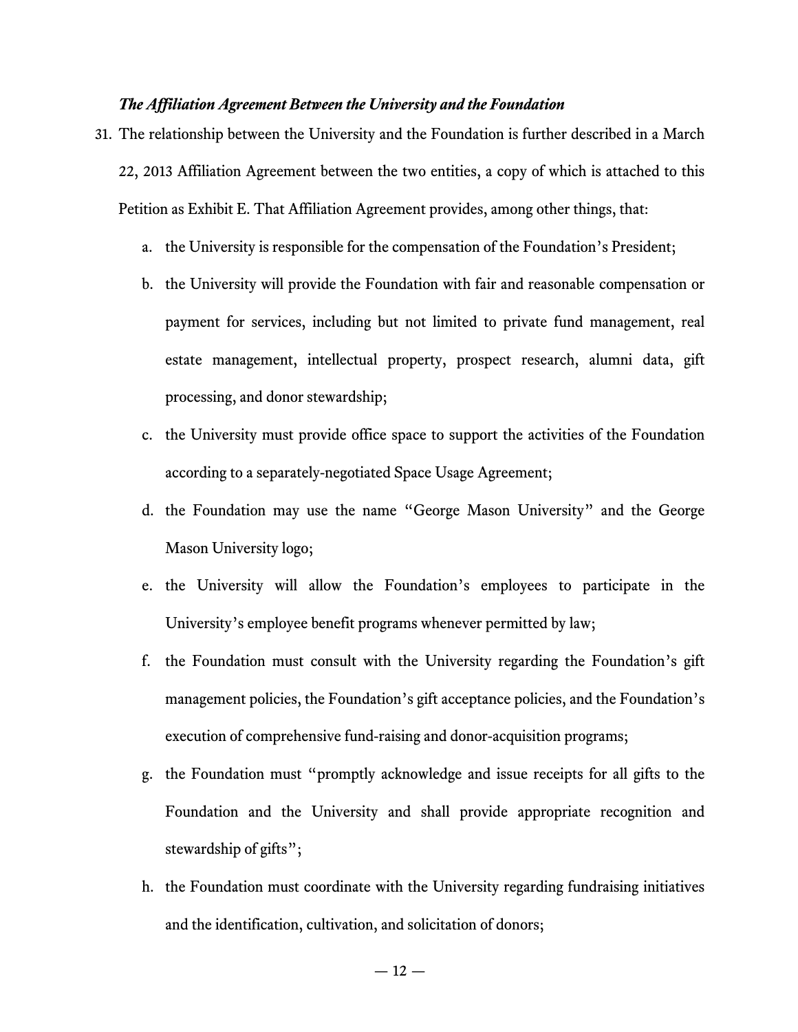***The Affiliation Agreement Between the University and the Foundation***

31. The relationship between the University and the Foundation is further described in a March 22, 2013 Affiliation Agreement between the two entities, a copy of which is attached to this Petition as Exhibit E. That Affiliation Agreement provides, among other things, that:

    a. the University is responsible for the compensation of the Foundation's President;

    b. the University will provide the Foundation with fair and reasonable compensation or payment for services, including but not limited to private fund management, real estate management, intellectual property, prospect research, alumni data, gift processing, and donor stewardship;

    c. the University must provide office space to support the activities of the Foundation according to a separately-negotiated Space Usage Agreement;

    d. the Foundation may use the name "George Mason University" and the George Mason University logo;

    e. the University will allow the Foundation's employees to participate in the University's employee benefit programs whenever permitted by law;

    f. the Foundation must consult with the University regarding the Foundation's gift management policies, the Foundation's gift acceptance policies, and the Foundation's execution of comprehensive fund-raising and donor-acquisition programs;

    g. the Foundation must "promptly acknowledge and issue receipts for all gifts to the Foundation and the University and shall provide appropriate recognition and stewardship of gifts";

    h. the Foundation must coordinate with the University regarding fundraising initiatives and the identification, cultivation, and solicitation of donors;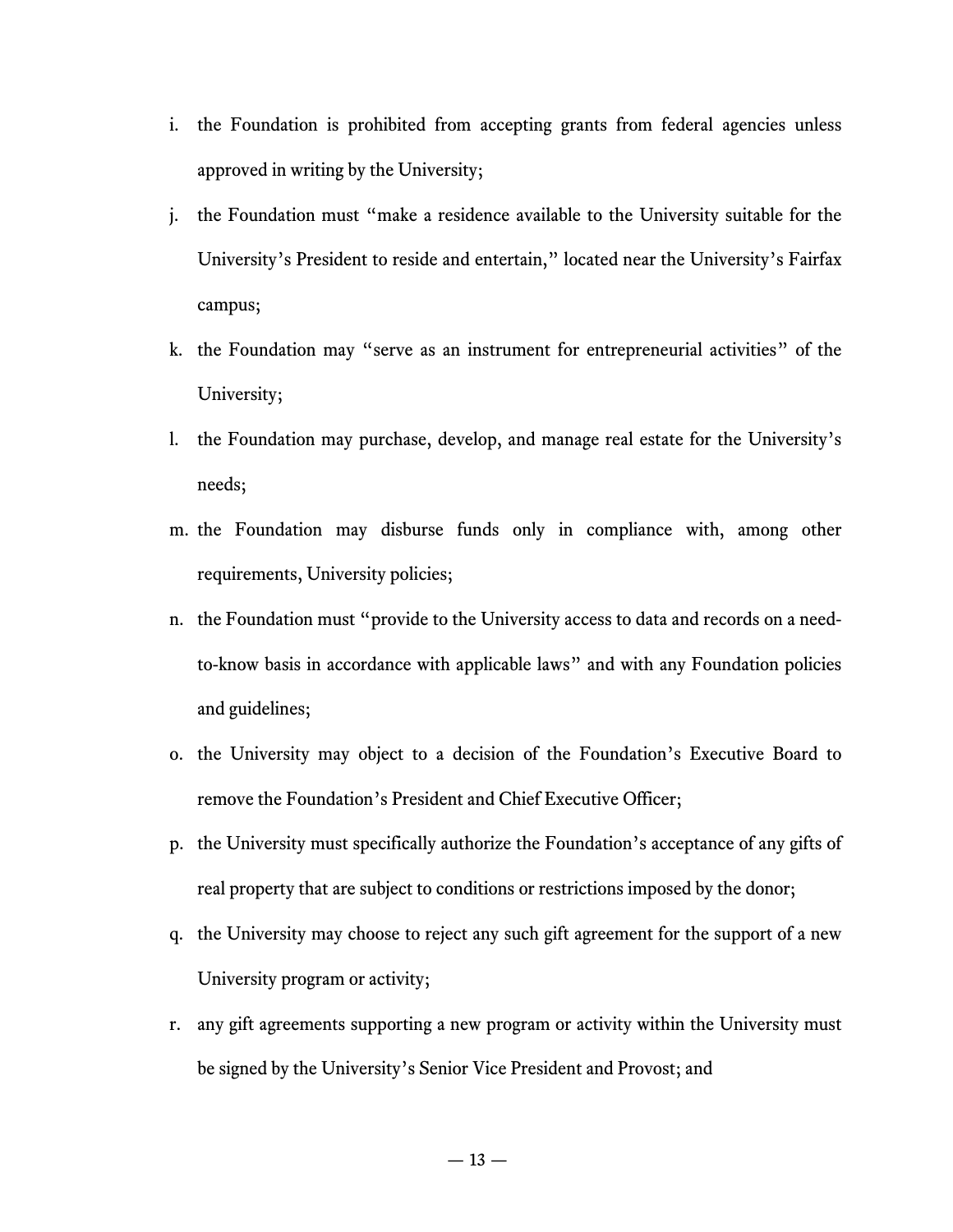i. the Foundation is prohibited from accepting grants from federal agencies unless approved in writing by the University;

j. the Foundation must "make a residence available to the University suitable for the University's President to reside and entertain," located near the University's Fairfax campus;

k. the Foundation may "serve as an instrument for entrepreneurial activities" of the University;

l. the Foundation may purchase, develop, and manage real estate for the University's needs;

m. the Foundation may disburse funds only in compliance with, among other requirements, University policies;

n. the Foundation must "provide to the University access to data and records on a need-to-know basis in accordance with applicable laws" and with any Foundation policies and guidelines;

o. the University may object to a decision of the Foundation's Executive Board to remove the Foundation's President and Chief Executive Officer;

p. the University must specifically authorize the Foundation's acceptance of any gifts of real property that are subject to conditions or restrictions imposed by the donor;

q. the University may choose to reject any such gift agreement for the support of a new University program or activity;

r. any gift agreements supporting a new program or activity within the University must be signed by the University's Senior Vice President and Provost; and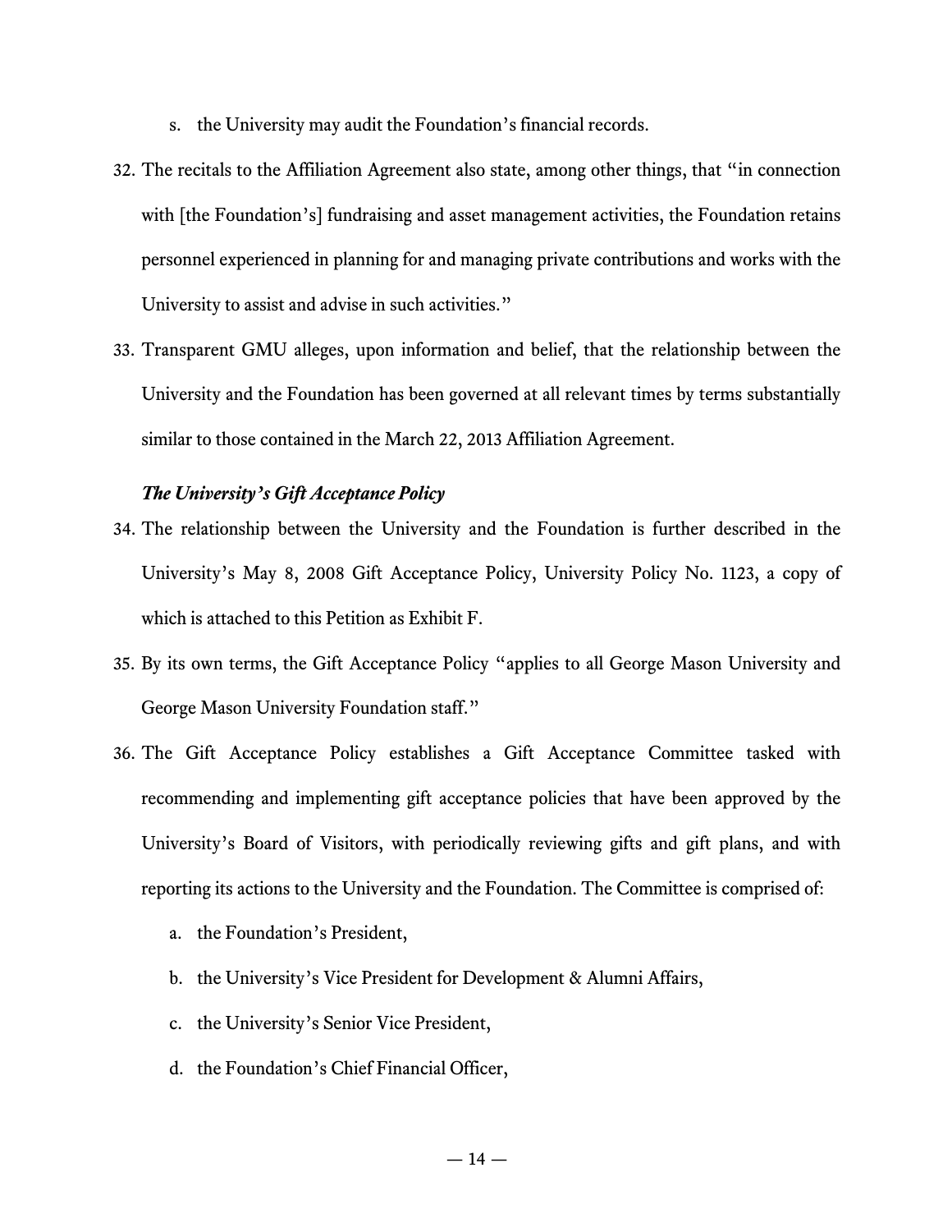s. the University may audit the Foundation's financial records.

32. The recitals to the Affiliation Agreement also state, among other things, that "in connection with [the Foundation's] fundraising and asset management activities, the Foundation retains personnel experienced in planning for and managing private contributions and works with the University to assist and advise in such activities."

33. Transparent GMU alleges, upon information and belief, that the relationship between the University and the Foundation has been governed at all relevant times by terms substantially similar to those contained in the March 22, 2013 Affiliation Agreement.

***The University's Gift Acceptance Policy***

34. The relationship between the University and the Foundation is further described in the University's May 8, 2008 Gift Acceptance Policy, University Policy No. 1123, a copy of which is attached to this Petition as Exhibit F.

35. By its own terms, the Gift Acceptance Policy "applies to all George Mason University and George Mason University Foundation staff."

36. The Gift Acceptance Policy establishes a Gift Acceptance Committee tasked with recommending and implementing gift acceptance policies that have been approved by the University's Board of Visitors, with periodically reviewing gifts and gift plans, and with reporting its actions to the University and the Foundation. The Committee is comprised of:

    a. the Foundation's President,

    b. the University's Vice President for Development & Alumni Affairs,

    c. the University's Senior Vice President,

    d. the Foundation's Chief Financial Officer,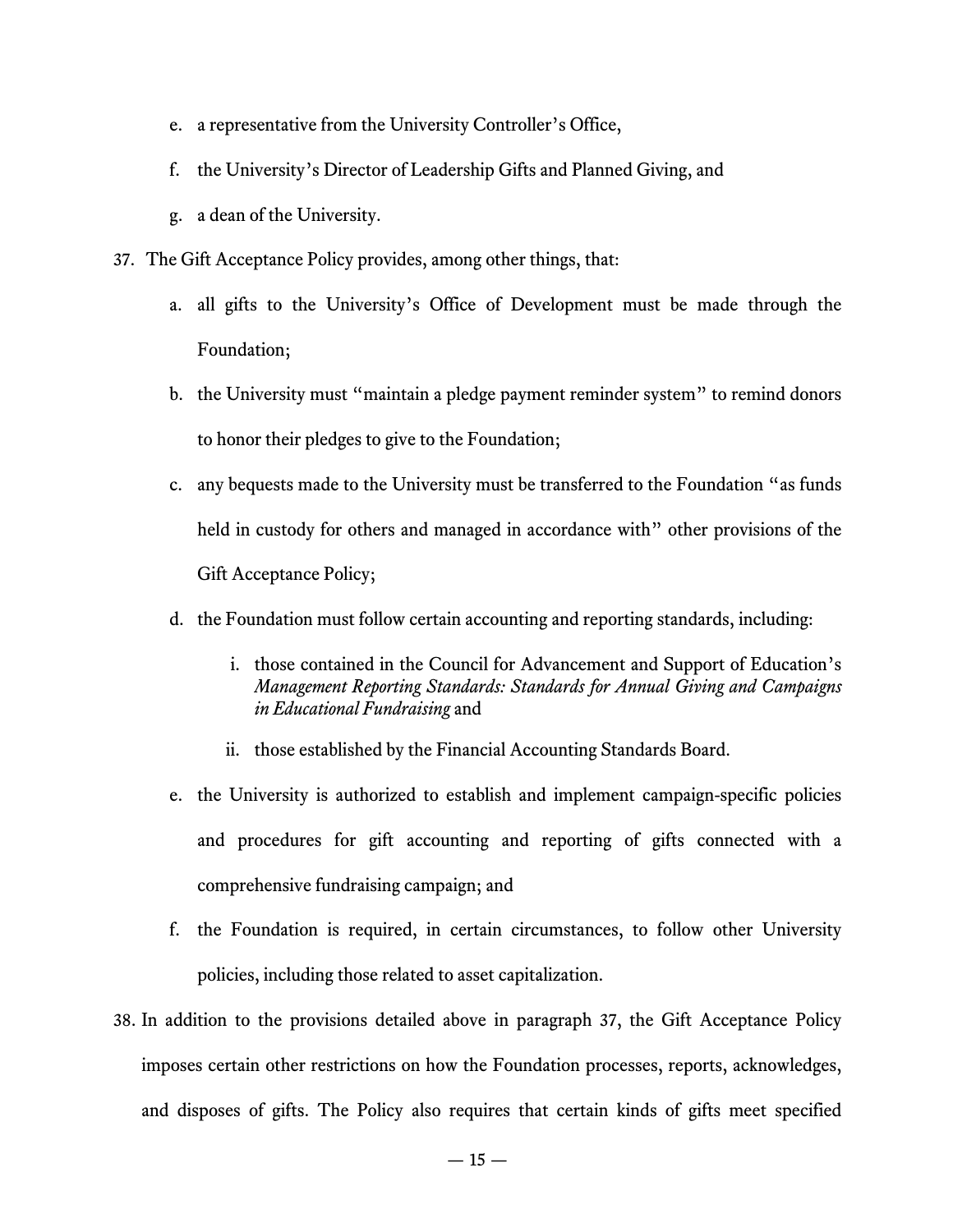e. a representative from the University Controller's Office,

f. the University's Director of Leadership Gifts and Planned Giving, and

g. a dean of the University.

37. The Gift Acceptance Policy provides, among other things, that:

 a. all gifts to the University's Office of Development must be made through the Foundation;

 b. the University must "maintain a pledge payment reminder system" to remind donors to honor their pledges to give to the Foundation;

 c. any bequests made to the University must be transferred to the Foundation "as funds held in custody for others and managed in accordance with" other provisions of the Gift Acceptance Policy;

 d. the Foundation must follow certain accounting and reporting standards, including:

  i. those contained in the Council for Advancement and Support of Education's *Management Reporting Standards: Standards for Annual Giving and Campaigns in Educational Fundraising* and

  ii. those established by the Financial Accounting Standards Board.

 e. the University is authorized to establish and implement campaign-specific policies and procedures for gift accounting and reporting of gifts connected with a comprehensive fundraising campaign; and

 f. the Foundation is required, in certain circumstances, to follow other University policies, including those related to asset capitalization.

38. In addition to the provisions detailed above in paragraph 37, the Gift Acceptance Policy imposes certain other restrictions on how the Foundation processes, reports, acknowledges, and disposes of gifts. The Policy also requires that certain kinds of gifts meet specified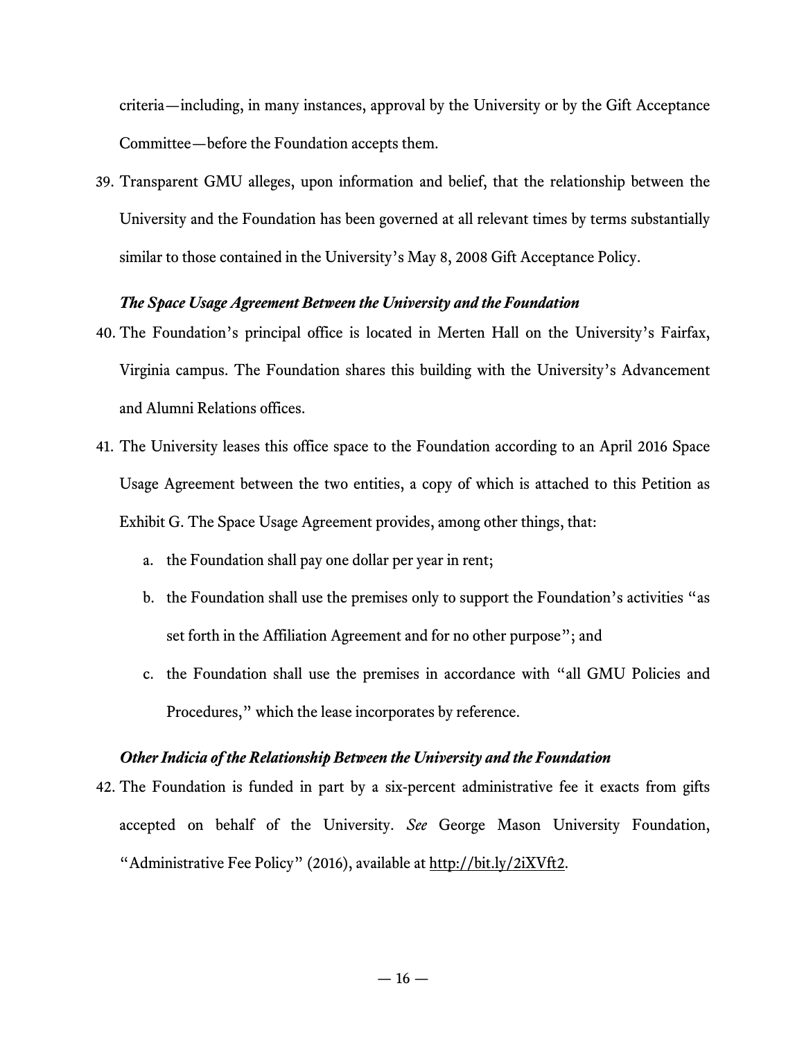criteria—including, in many instances, approval by the University or by the Gift Acceptance Committee—before the Foundation accepts them.

39. Transparent GMU alleges, upon information and belief, that the relationship between the University and the Foundation has been governed at all relevant times by terms substantially similar to those contained in the University's May 8, 2008 Gift Acceptance Policy.

***The Space Usage Agreement Between the University and the Foundation***

40. The Foundation's principal office is located in Merten Hall on the University's Fairfax, Virginia campus. The Foundation shares this building with the University's Advancement and Alumni Relations offices.

41. The University leases this office space to the Foundation according to an April 2016 Space Usage Agreement between the two entities, a copy of which is attached to this Petition as Exhibit G. The Space Usage Agreement provides, among other things, that:

    a. the Foundation shall pay one dollar per year in rent;

    b. the Foundation shall use the premises only to support the Foundation's activities "as set forth in the Affiliation Agreement and for no other purpose"; and

    c. the Foundation shall use the premises in accordance with "all GMU Policies and Procedures," which the lease incorporates by reference.

***Other Indicia of the Relationship Between the University and the Foundation***

42. The Foundation is funded in part by a six-percent administrative fee it exacts from gifts accepted on behalf of the University. *See* George Mason University Foundation, "Administrative Fee Policy" (2016), available at http://bit.ly/2iXVft2.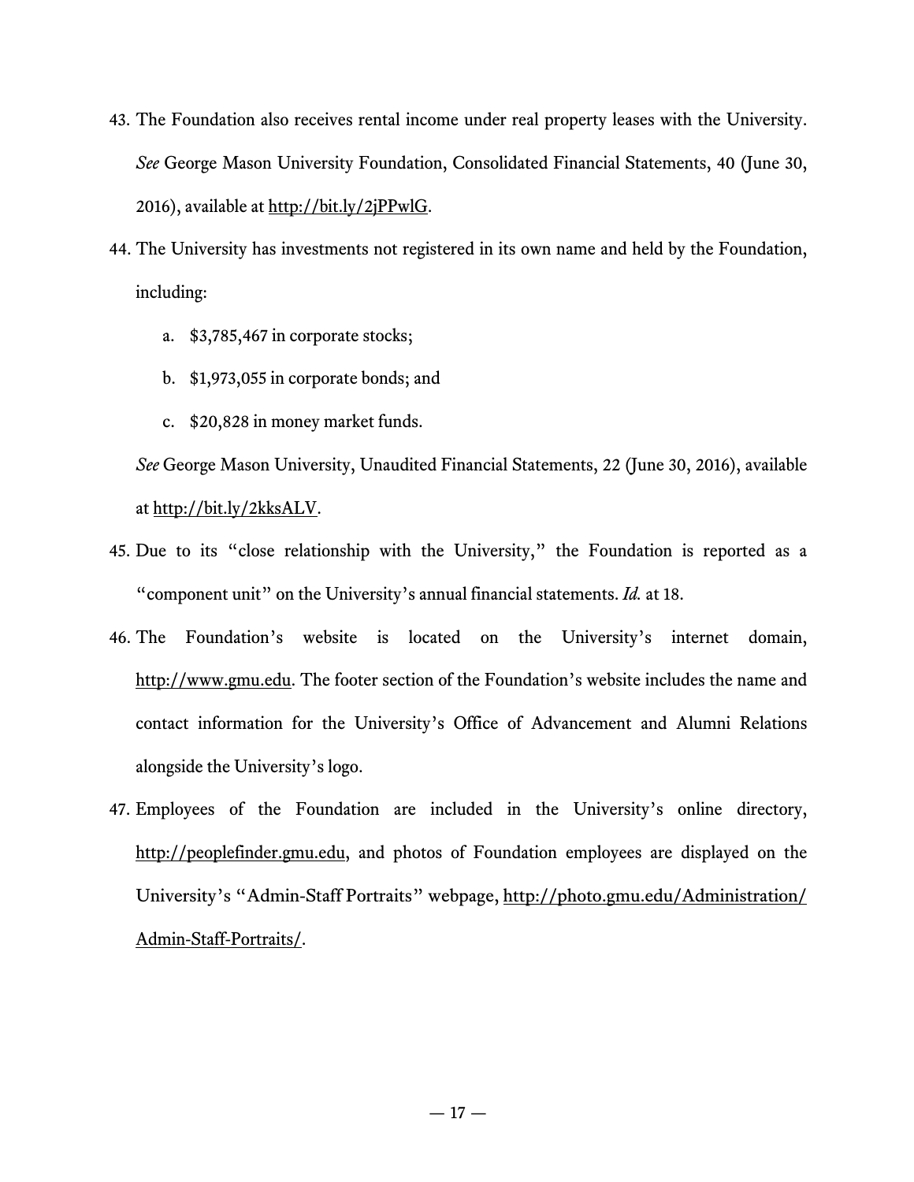43. The Foundation also receives rental income under real property leases with the University. *See* George Mason University Foundation, Consolidated Financial Statements, 40 (June 30, 2016), available at http://bit.ly/2jPPwlG.

44. The University has investments not registered in its own name and held by the Foundation, including:

    a. $3,785,467 in corporate stocks;

    b. $1,973,055 in corporate bonds; and

    c. $20,828 in money market funds.

    *See* George Mason University, Unaudited Financial Statements, 22 (June 30, 2016), available at http://bit.ly/2kksALV.

45. Due to its "close relationship with the University," the Foundation is reported as a "component unit" on the University's annual financial statements. *Id.* at 18.

46. The Foundation's website is located on the University's internet domain, http://www.gmu.edu. The footer section of the Foundation's website includes the name and contact information for the University's Office of Advancement and Alumni Relations alongside the University's logo.

47. Employees of the Foundation are included in the University's online directory, http://peoplefinder.gmu.edu, and photos of Foundation employees are displayed on the University's "Admin-Staff Portraits" webpage, http://photo.gmu.edu/Administration/Admin-Staff-Portraits/.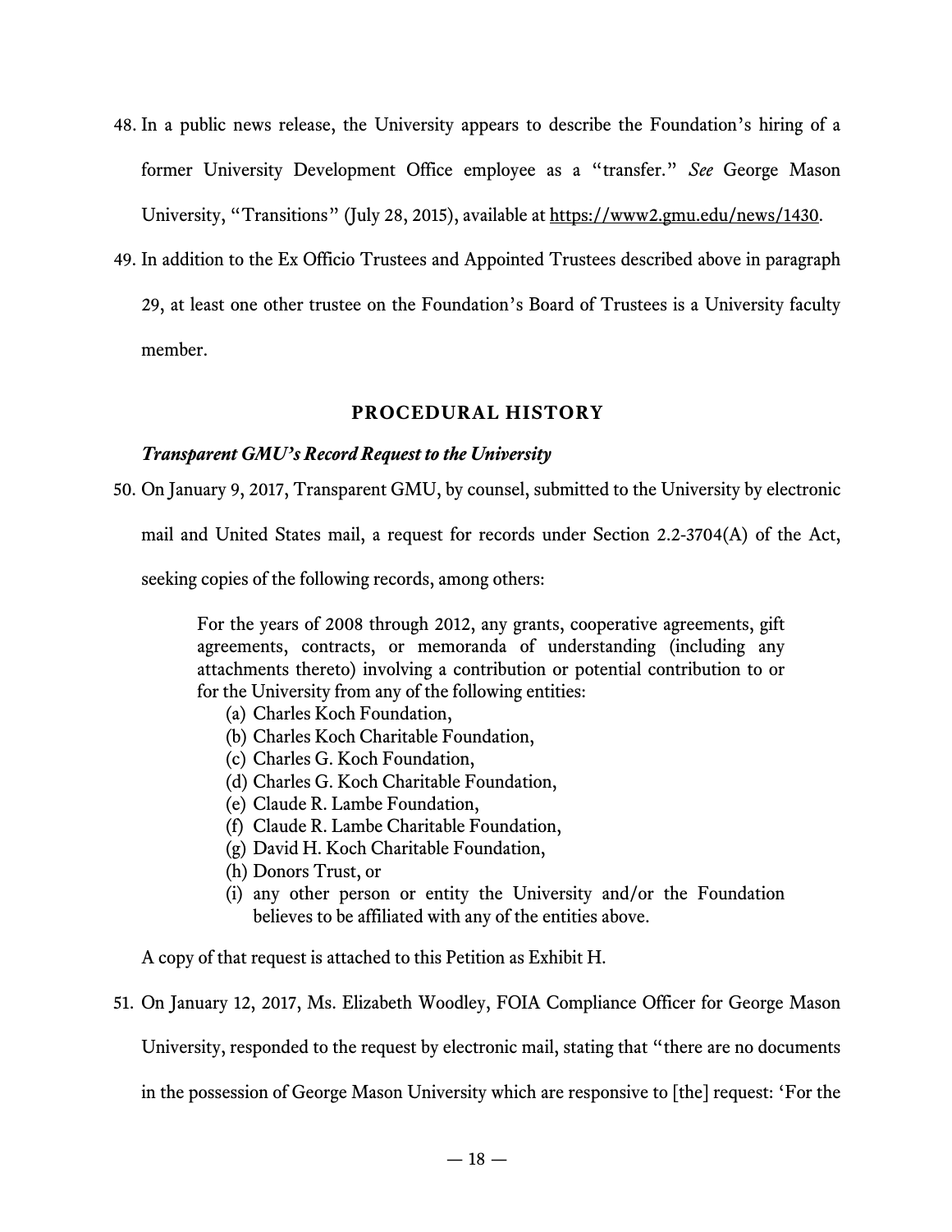48. In a public news release, the University appears to describe the Foundation's hiring of a former University Development Office employee as a "transfer." *See* George Mason University, "Transitions" (July 28, 2015), available at https://www2.gmu.edu/news/1430.

49. In addition to the Ex Officio Trustees and Appointed Trustees described above in paragraph 29, at least one other trustee on the Foundation's Board of Trustees is a University faculty member.

## PROCEDURAL HISTORY

### *Transparent GMU's Record Request to the University*

50. On January 9, 2017, Transparent GMU, by counsel, submitted to the University by electronic mail and United States mail, a request for records under Section 2.2-3704(A) of the Act, seeking copies of the following records, among others:

> For the years of 2008 through 2012, any grants, cooperative agreements, gift agreements, contracts, or memoranda of understanding (including any attachments thereto) involving a contribution or potential contribution to or for the University from any of the following entities:
> (a) Charles Koch Foundation,
> (b) Charles Koch Charitable Foundation,
> (c) Charles G. Koch Foundation,
> (d) Charles G. Koch Charitable Foundation,
> (e) Claude R. Lambe Foundation,
> (f) Claude R. Lambe Charitable Foundation,
> (g) David H. Koch Charitable Foundation,
> (h) Donors Trust, or
> (i) any other person or entity the University and/or the Foundation believes to be affiliated with any of the entities above.

A copy of that request is attached to this Petition as Exhibit H.

51. On January 12, 2017, Ms. Elizabeth Woodley, FOIA Compliance Officer for George Mason University, responded to the request by electronic mail, stating that "there are no documents in the possession of George Mason University which are responsive to [the] request: 'For the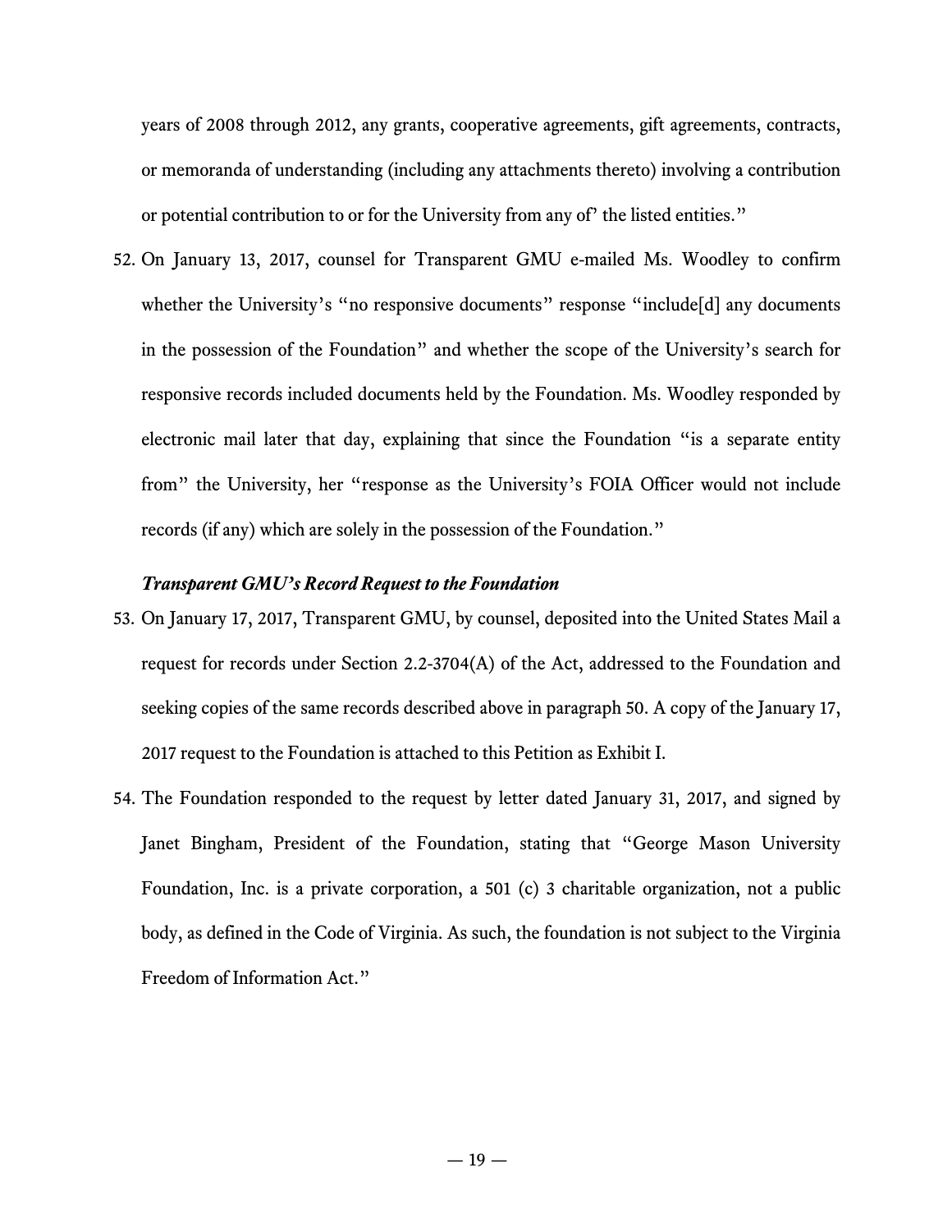years of 2008 through 2012, any grants, cooperative agreements, gift agreements, contracts, or memoranda of understanding (including any attachments thereto) involving a contribution or potential contribution to or for the University from any of' the listed entities."

52. On January 13, 2017, counsel for Transparent GMU e-mailed Ms. Woodley to confirm whether the University's "no responsive documents" response "include[d] any documents in the possession of the Foundation" and whether the scope of the University's search for responsive records included documents held by the Foundation. Ms. Woodley responded by electronic mail later that day, explaining that since the Foundation "is a separate entity from" the University, her "response as the University's FOIA Officer would not include records (if any) which are solely in the possession of the Foundation."

***Transparent GMU's Record Request to the Foundation***

53. On January 17, 2017, Transparent GMU, by counsel, deposited into the United States Mail a request for records under Section 2.2-3704(A) of the Act, addressed to the Foundation and seeking copies of the same records described above in paragraph 50. A copy of the January 17, 2017 request to the Foundation is attached to this Petition as Exhibit I.

54. The Foundation responded to the request by letter dated January 31, 2017, and signed by Janet Bingham, President of the Foundation, stating that "George Mason University Foundation, Inc. is a private corporation, a 501 (c) 3 charitable organization, not a public body, as defined in the Code of Virginia. As such, the foundation is not subject to the Virginia Freedom of Information Act."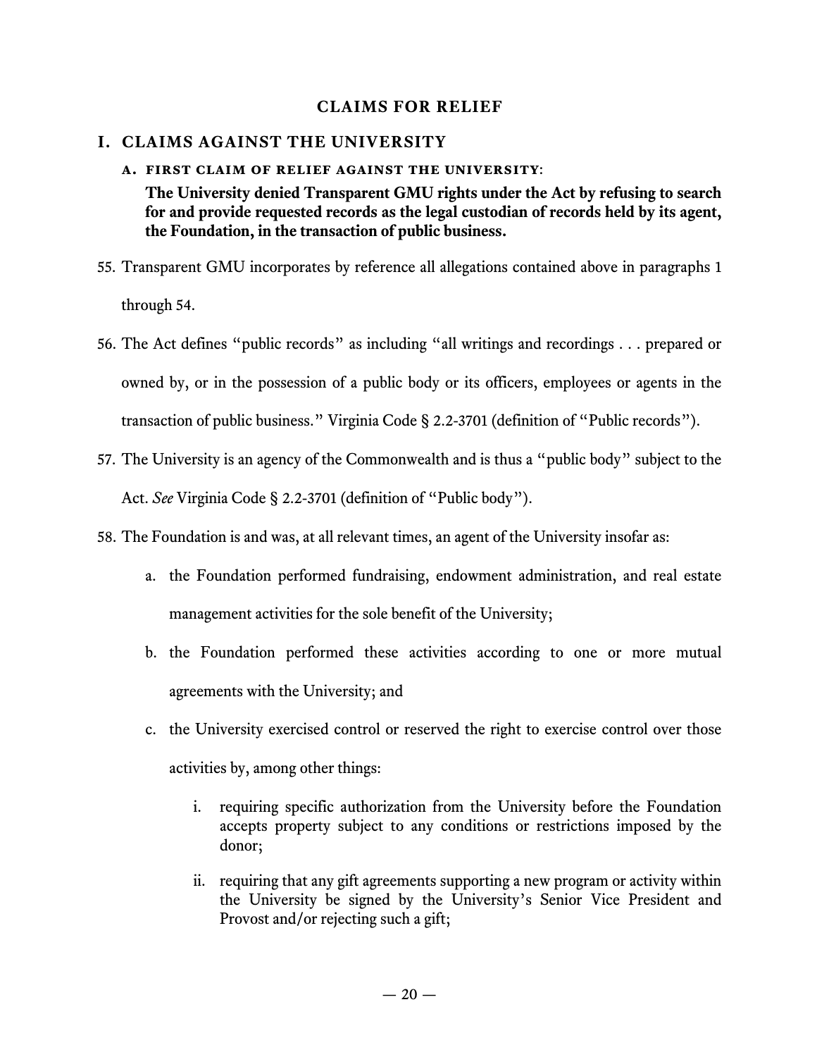## CLAIMS FOR RELIEF

### I. CLAIMS AGAINST THE UNIVERSITY

#### A. FIRST CLAIM OF RELIEF AGAINST THE UNIVERSITY:

**The University denied Transparent GMU rights under the Act by refusing to search for and provide requested records as the legal custodian of records held by its agent, the Foundation, in the transaction of public business.**

55. Transparent GMU incorporates by reference all allegations contained above in paragraphs 1 through 54.

56. The Act defines "public records" as including "all writings and recordings . . . prepared or owned by, or in the possession of a public body or its officers, employees or agents in the transaction of public business." Virginia Code § 2.2-3701 (definition of "Public records").

57. The University is an agency of the Commonwealth and is thus a "public body" subject to the Act. *See* Virginia Code § 2.2-3701 (definition of "Public body").

58. The Foundation is and was, at all relevant times, an agent of the University insofar as:

    a. the Foundation performed fundraising, endowment administration, and real estate management activities for the sole benefit of the University;

    b. the Foundation performed these activities according to one or more mutual agreements with the University; and

    c. the University exercised control or reserved the right to exercise control over those activities by, among other things:

        i. requiring specific authorization from the University before the Foundation accepts property subject to any conditions or restrictions imposed by the donor;

        ii. requiring that any gift agreements supporting a new program or activity within the University be signed by the University's Senior Vice President and Provost and/or rejecting such a gift;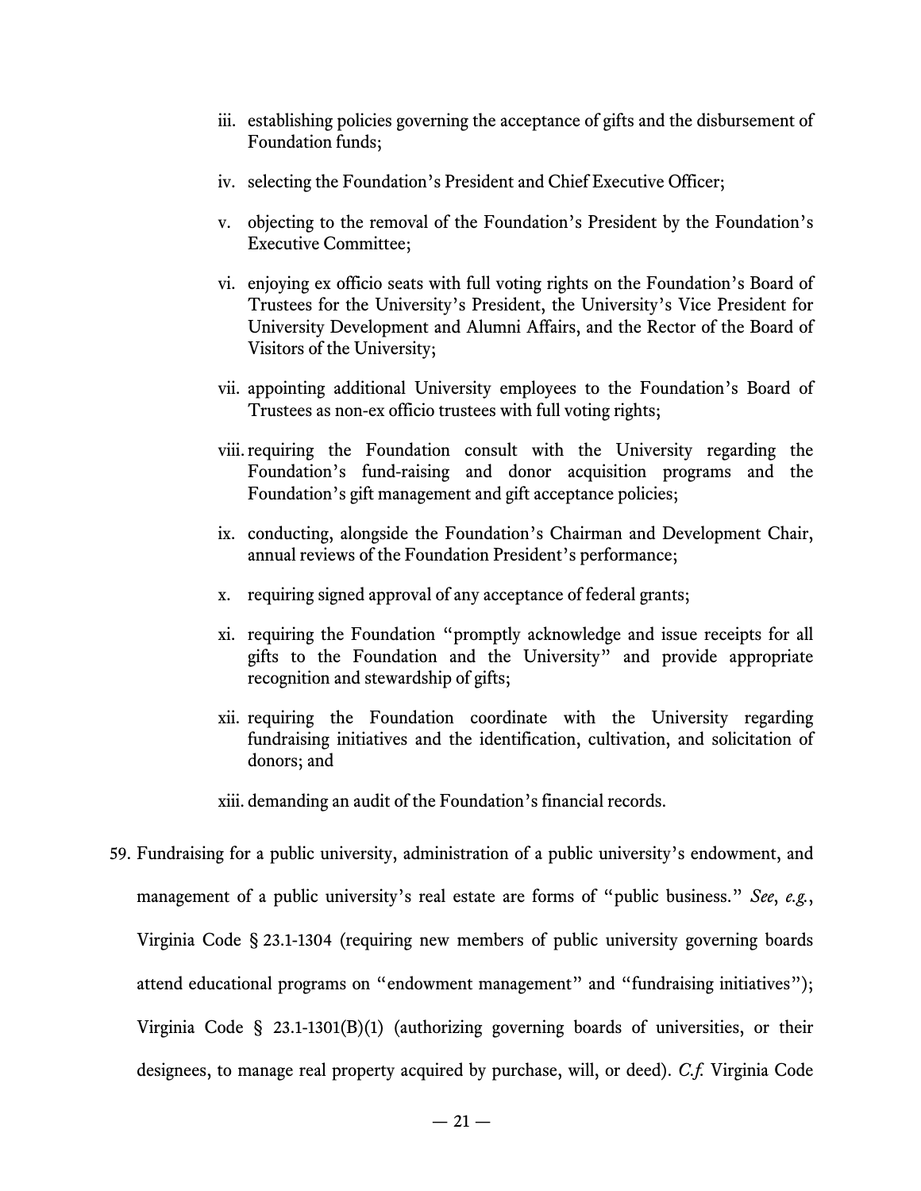iii. establishing policies governing the acceptance of gifts and the disbursement of Foundation funds;

iv. selecting the Foundation's President and Chief Executive Officer;

v. objecting to the removal of the Foundation's President by the Foundation's Executive Committee;

vi. enjoying ex officio seats with full voting rights on the Foundation's Board of Trustees for the University's President, the University's Vice President for University Development and Alumni Affairs, and the Rector of the Board of Visitors of the University;

vii. appointing additional University employees to the Foundation's Board of Trustees as non-ex officio trustees with full voting rights;

viii. requiring the Foundation consult with the University regarding the Foundation's fund-raising and donor acquisition programs and the Foundation's gift management and gift acceptance policies;

ix. conducting, alongside the Foundation's Chairman and Development Chair, annual reviews of the Foundation President's performance;

x. requiring signed approval of any acceptance of federal grants;

xi. requiring the Foundation "promptly acknowledge and issue receipts for all gifts to the Foundation and the University" and provide appropriate recognition and stewardship of gifts;

xii. requiring the Foundation coordinate with the University regarding fundraising initiatives and the identification, cultivation, and solicitation of donors; and

xiii. demanding an audit of the Foundation's financial records.

59. Fundraising for a public university, administration of a public university's endowment, and management of a public university's real estate are forms of "public business." *See*, *e.g.*, Virginia Code § 23.1-1304 (requiring new members of public university governing boards attend educational programs on "endowment management" and "fundraising initiatives"); Virginia Code § 23.1-1301(B)(1) (authorizing governing boards of universities, or their designees, to manage real property acquired by purchase, will, or deed). *C.f.* Virginia Code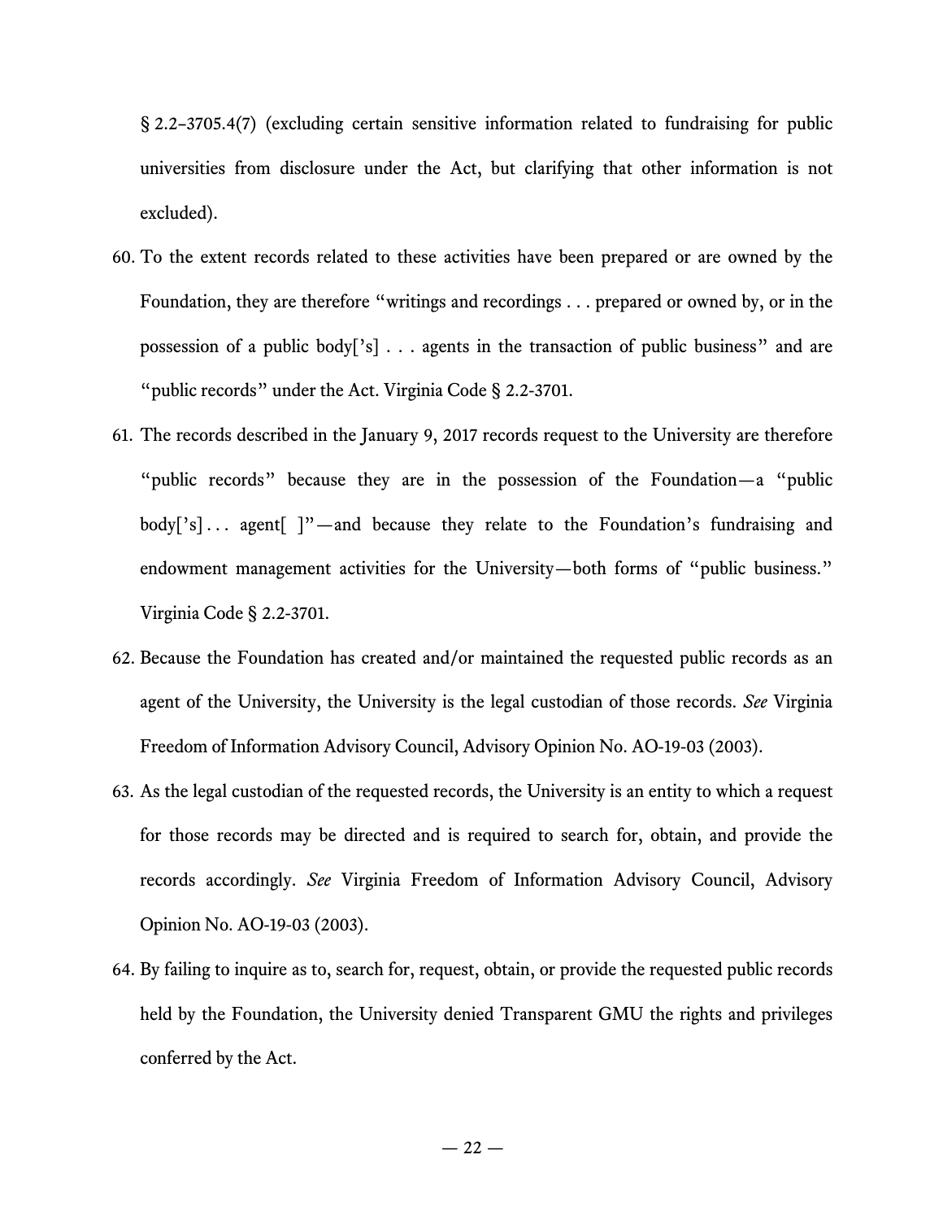§ 2.2–3705.4(7) (excluding certain sensitive information related to fundraising for public universities from disclosure under the Act, but clarifying that other information is not excluded).

60. To the extent records related to these activities have been prepared or are owned by the Foundation, they are therefore "writings and recordings . . . prepared or owned by, or in the possession of a public body['s] . . . agents in the transaction of public business" and are "public records" under the Act. Virginia Code § 2.2-3701.

61. The records described in the January 9, 2017 records request to the University are therefore "public records" because they are in the possession of the Foundation—a "public body['s] . . . agent[ ]"—and because they relate to the Foundation's fundraising and endowment management activities for the University—both forms of "public business." Virginia Code § 2.2-3701.

62. Because the Foundation has created and/or maintained the requested public records as an agent of the University, the University is the legal custodian of those records. *See* Virginia Freedom of Information Advisory Council, Advisory Opinion No. AO-19-03 (2003).

63. As the legal custodian of the requested records, the University is an entity to which a request for those records may be directed and is required to search for, obtain, and provide the records accordingly. *See* Virginia Freedom of Information Advisory Council, Advisory Opinion No. AO-19-03 (2003).

64. By failing to inquire as to, search for, request, obtain, or provide the requested public records held by the Foundation, the University denied Transparent GMU the rights and privileges conferred by the Act.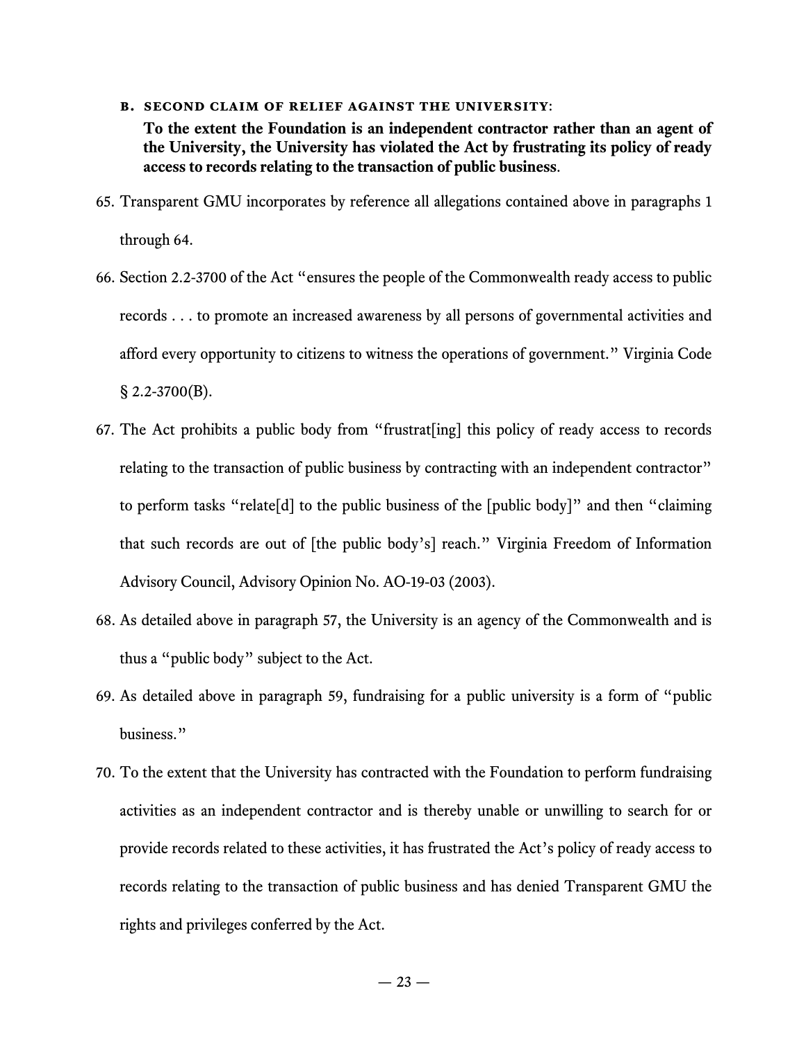### B. SECOND CLAIM OF RELIEF AGAINST THE UNIVERSITY:

**To the extent the Foundation is an independent contractor rather than an agent of the University, the University has violated the Act by frustrating its policy of ready access to records relating to the transaction of public business.**

65. Transparent GMU incorporates by reference all allegations contained above in paragraphs 1 through 64.

66. Section 2.2-3700 of the Act "ensures the people of the Commonwealth ready access to public records . . . to promote an increased awareness by all persons of governmental activities and afford every opportunity to citizens to witness the operations of government." Virginia Code § 2.2-3700(B).

67. The Act prohibits a public body from "frustrat[ing] this policy of ready access to records relating to the transaction of public business by contracting with an independent contractor" to perform tasks "relate[d] to the public business of the [public body]" and then "claiming that such records are out of [the public body's] reach." Virginia Freedom of Information Advisory Council, Advisory Opinion No. AO-19-03 (2003).

68. As detailed above in paragraph 57, the University is an agency of the Commonwealth and is thus a "public body" subject to the Act.

69. As detailed above in paragraph 59, fundraising for a public university is a form of "public business."

70. To the extent that the University has contracted with the Foundation to perform fundraising activities as an independent contractor and is thereby unable or unwilling to search for or provide records related to these activities, it has frustrated the Act's policy of ready access to records relating to the transaction of public business and has denied Transparent GMU the rights and privileges conferred by the Act.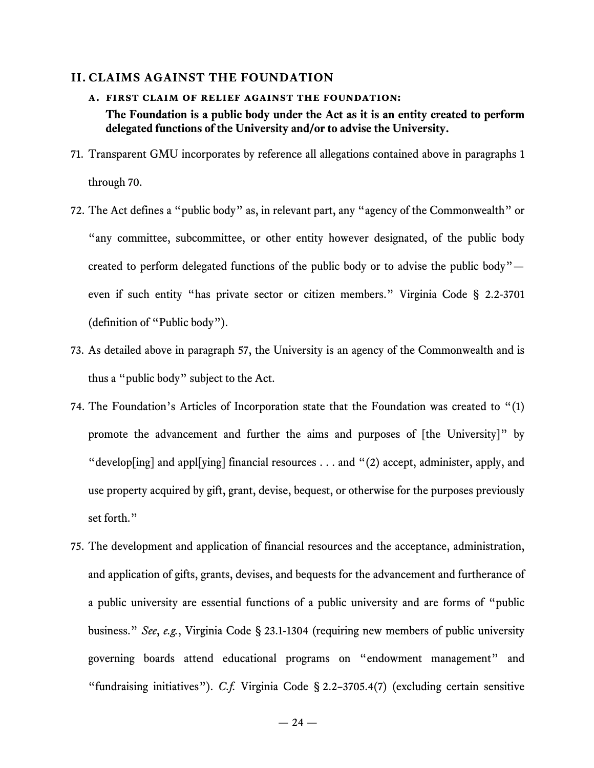## II. CLAIMS AGAINST THE FOUNDATION

### A. FIRST CLAIM OF RELIEF AGAINST THE FOUNDATION:

**The Foundation is a public body under the Act as it is an entity created to perform delegated functions of the University and/or to advise the University.**

71. Transparent GMU incorporates by reference all allegations contained above in paragraphs 1 through 70.

72. The Act defines a "public body" as, in relevant part, any "agency of the Commonwealth" or "any committee, subcommittee, or other entity however designated, of the public body created to perform delegated functions of the public body or to advise the public body"—even if such entity "has private sector or citizen members." Virginia Code § 2.2-3701 (definition of "Public body").

73. As detailed above in paragraph 57, the University is an agency of the Commonwealth and is thus a "public body" subject to the Act.

74. The Foundation's Articles of Incorporation state that the Foundation was created to "(1) promote the advancement and further the aims and purposes of [the University]" by "develop[ing] and appl[ying] financial resources . . . and "(2) accept, administer, apply, and use property acquired by gift, grant, devise, bequest, or otherwise for the purposes previously set forth."

75. The development and application of financial resources and the acceptance, administration, and application of gifts, grants, devises, and bequests for the advancement and furtherance of a public university are essential functions of a public university and are forms of "public business." *See*, *e.g.*, Virginia Code § 23.1-1304 (requiring new members of public university governing boards attend educational programs on "endowment management" and "fundraising initiatives"). *C.f.* Virginia Code § 2.2–3705.4(7) (excluding certain sensitive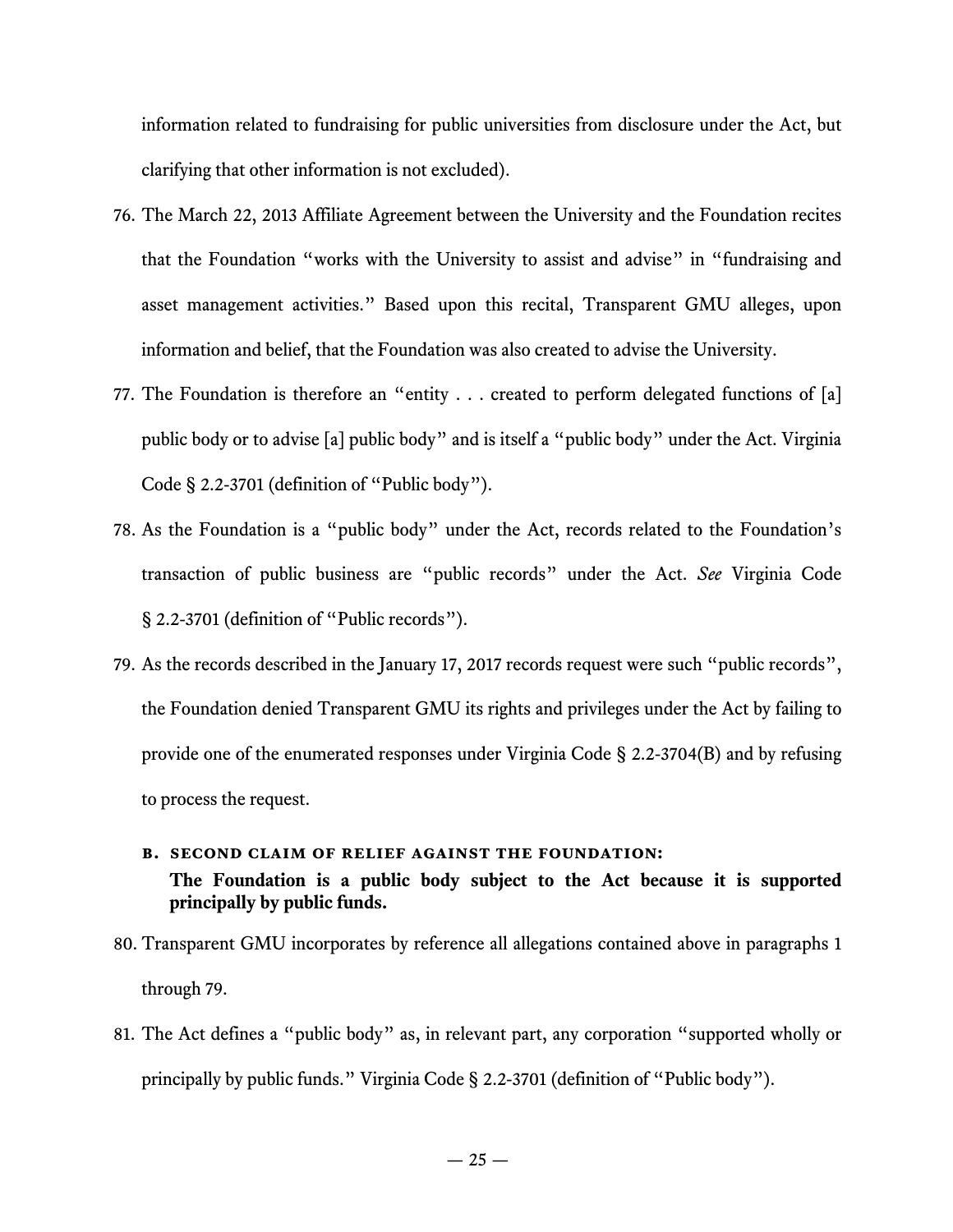information related to fundraising for public universities from disclosure under the Act, but clarifying that other information is not excluded).

76. The March 22, 2013 Affiliate Agreement between the University and the Foundation recites that the Foundation "works with the University to assist and advise" in "fundraising and asset management activities." Based upon this recital, Transparent GMU alleges, upon information and belief, that the Foundation was also created to advise the University.

77. The Foundation is therefore an "entity . . . created to perform delegated functions of [a] public body or to advise [a] public body" and is itself a "public body" under the Act. Virginia Code § 2.2-3701 (definition of "Public body").

78. As the Foundation is a "public body" under the Act, records related to the Foundation's transaction of public business are "public records" under the Act. *See* Virginia Code § 2.2-3701 (definition of "Public records").

79. As the records described in the January 17, 2017 records request were such "public records", the Foundation denied Transparent GMU its rights and privileges under the Act by failing to provide one of the enumerated responses under Virginia Code § 2.2-3704(B) and by refusing to process the request.

### B. SECOND CLAIM OF RELIEF AGAINST THE FOUNDATION: The Foundation is a public body subject to the Act because it is supported principally by public funds.

80. Transparent GMU incorporates by reference all allegations contained above in paragraphs 1 through 79.

81. The Act defines a "public body" as, in relevant part, any corporation "supported wholly or principally by public funds." Virginia Code § 2.2-3701 (definition of "Public body").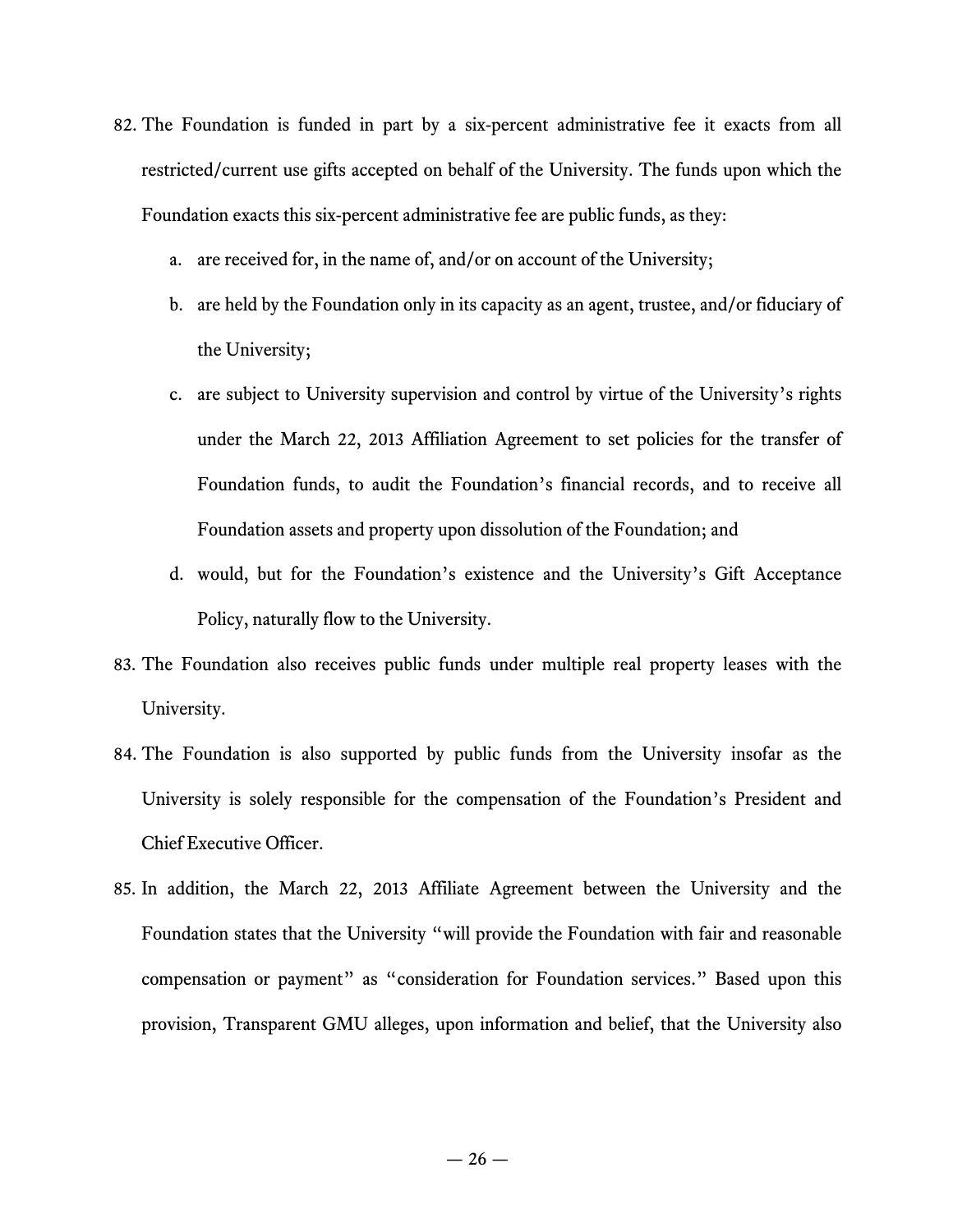82. The Foundation is funded in part by a six-percent administrative fee it exacts from all restricted/current use gifts accepted on behalf of the University. The funds upon which the Foundation exacts this six-percent administrative fee are public funds, as they:

    a. are received for, in the name of, and/or on account of the University;

    b. are held by the Foundation only in its capacity as an agent, trustee, and/or fiduciary of the University;

    c. are subject to University supervision and control by virtue of the University's rights under the March 22, 2013 Affiliation Agreement to set policies for the transfer of Foundation funds, to audit the Foundation's financial records, and to receive all Foundation assets and property upon dissolution of the Foundation; and

    d. would, but for the Foundation's existence and the University's Gift Acceptance Policy, naturally flow to the University.

83. The Foundation also receives public funds under multiple real property leases with the University.

84. The Foundation is also supported by public funds from the University insofar as the University is solely responsible for the compensation of the Foundation's President and Chief Executive Officer.

85. In addition, the March 22, 2013 Affiliate Agreement between the University and the Foundation states that the University "will provide the Foundation with fair and reasonable compensation or payment" as "consideration for Foundation services." Based upon this provision, Transparent GMU alleges, upon information and belief, that the University also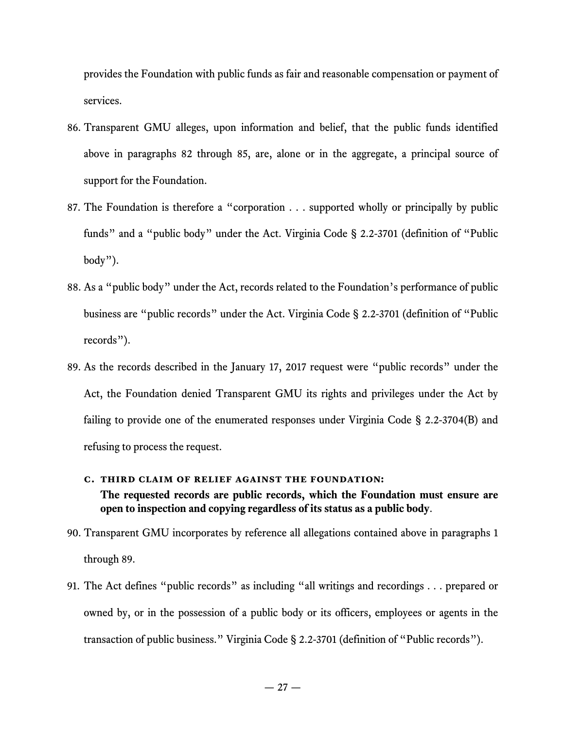provides the Foundation with public funds as fair and reasonable compensation or payment of services.

86. Transparent GMU alleges, upon information and belief, that the public funds identified above in paragraphs 82 through 85, are, alone or in the aggregate, a principal source of support for the Foundation.

87. The Foundation is therefore a "corporation . . . supported wholly or principally by public funds" and a "public body" under the Act. Virginia Code § 2.2-3701 (definition of "Public body").

88. As a "public body" under the Act, records related to the Foundation's performance of public business are "public records" under the Act. Virginia Code § 2.2-3701 (definition of "Public records").

89. As the records described in the January 17, 2017 request were "public records" under the Act, the Foundation denied Transparent GMU its rights and privileges under the Act by failing to provide one of the enumerated responses under Virginia Code § 2.2-3704(B) and refusing to process the request.

### C. THIRD CLAIM OF RELIEF AGAINST THE FOUNDATION: The requested records are public records, which the Foundation must ensure are open to inspection and copying regardless of its status as a public body.

90. Transparent GMU incorporates by reference all allegations contained above in paragraphs 1 through 89.

91. The Act defines "public records" as including "all writings and recordings . . . prepared or owned by, or in the possession of a public body or its officers, employees or agents in the transaction of public business." Virginia Code § 2.2-3701 (definition of "Public records").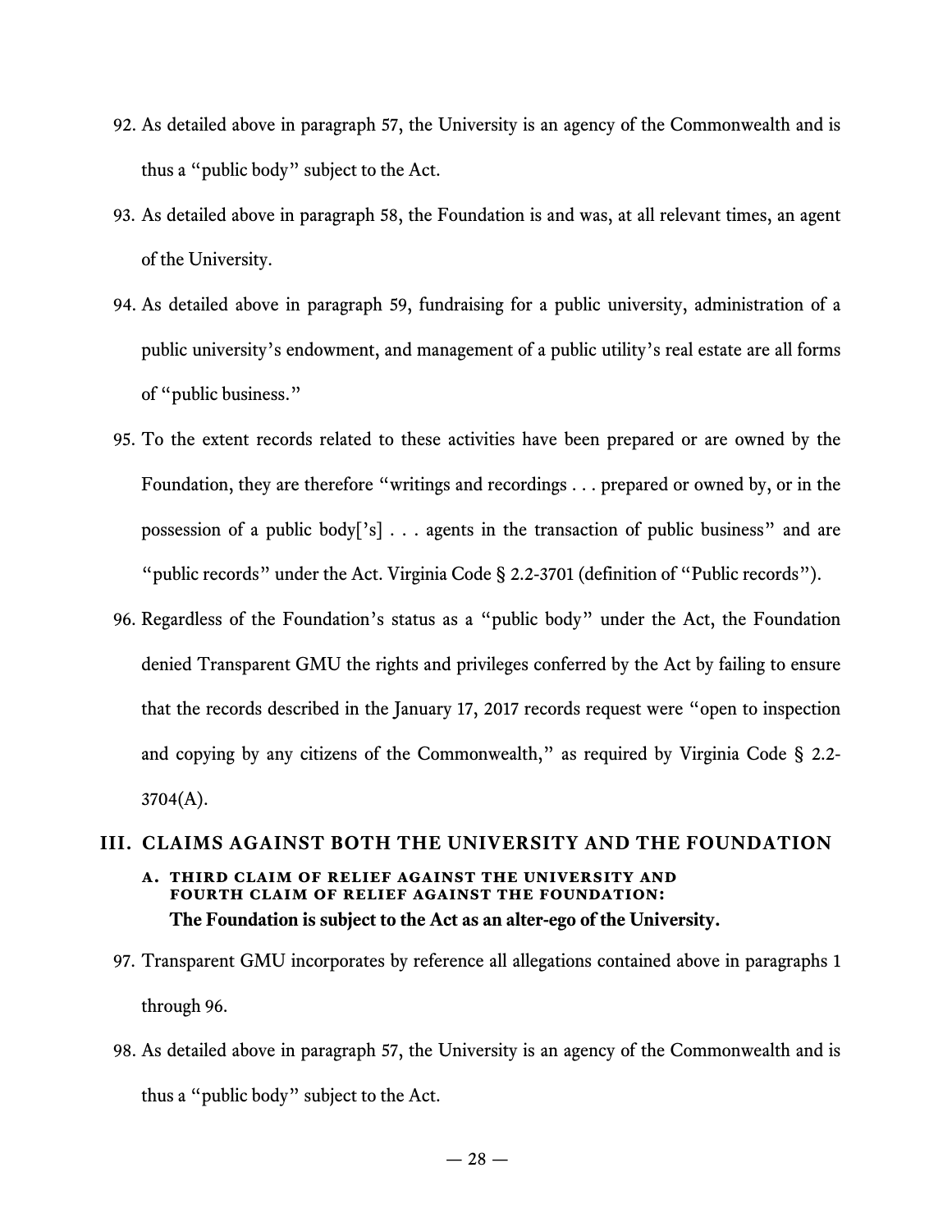92. As detailed above in paragraph 57, the University is an agency of the Commonwealth and is thus a "public body" subject to the Act.

93. As detailed above in paragraph 58, the Foundation is and was, at all relevant times, an agent of the University.

94. As detailed above in paragraph 59, fundraising for a public university, administration of a public university's endowment, and management of a public utility's real estate are all forms of "public business."

95. To the extent records related to these activities have been prepared or are owned by the Foundation, they are therefore "writings and recordings . . . prepared or owned by, or in the possession of a public body['s] . . . agents in the transaction of public business" and are "public records" under the Act. Virginia Code § 2.2-3701 (definition of "Public records").

96. Regardless of the Foundation's status as a "public body" under the Act, the Foundation denied Transparent GMU the rights and privileges conferred by the Act by failing to ensure that the records described in the January 17, 2017 records request were "open to inspection and copying by any citizens of the Commonwealth," as required by Virginia Code § 2.2-3704(A).

## III. CLAIMS AGAINST BOTH THE UNIVERSITY AND THE FOUNDATION

### A. THIRD CLAIM OF RELIEF AGAINST THE UNIVERSITY AND FOURTH CLAIM OF RELIEF AGAINST THE FOUNDATION: The Foundation is subject to the Act as an alter-ego of the University.

97. Transparent GMU incorporates by reference all allegations contained above in paragraphs 1 through 96.

98. As detailed above in paragraph 57, the University is an agency of the Commonwealth and is thus a "public body" subject to the Act.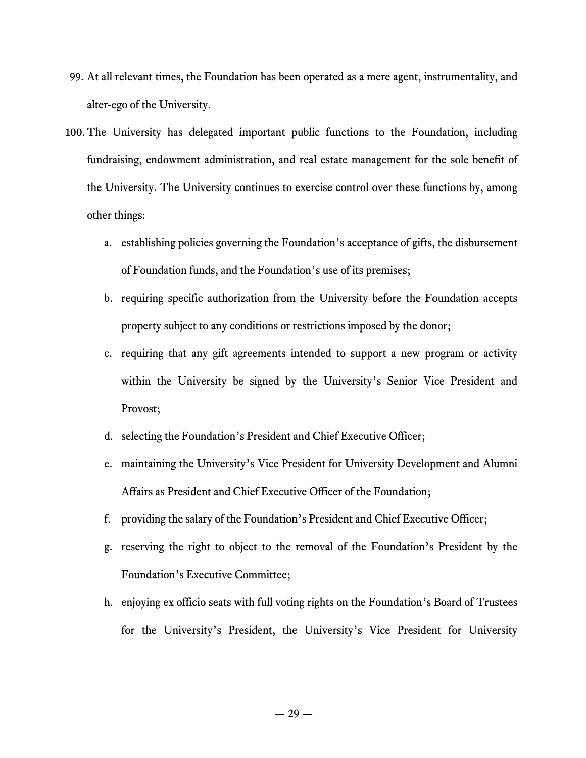99. At all relevant times, the Foundation has been operated as a mere agent, instrumentality, and alter-ego of the University.

100. The University has delegated important public functions to the Foundation, including fundraising, endowment administration, and real estate management for the sole benefit of the University. The University continues to exercise control over these functions by, among other things:

    a. establishing policies governing the Foundation's acceptance of gifts, the disbursement of Foundation funds, and the Foundation's use of its premises;

    b. requiring specific authorization from the University before the Foundation accepts property subject to any conditions or restrictions imposed by the donor;

    c. requiring that any gift agreements intended to support a new program or activity within the University be signed by the University's Senior Vice President and Provost;

    d. selecting the Foundation's President and Chief Executive Officer;

    e. maintaining the University's Vice President for University Development and Alumni Affairs as President and Chief Executive Officer of the Foundation;

    f. providing the salary of the Foundation's President and Chief Executive Officer;

    g. reserving the right to object to the removal of the Foundation's President by the Foundation's Executive Committee;

    h. enjoying ex officio seats with full voting rights on the Foundation's Board of Trustees for the University's President, the University's Vice President for University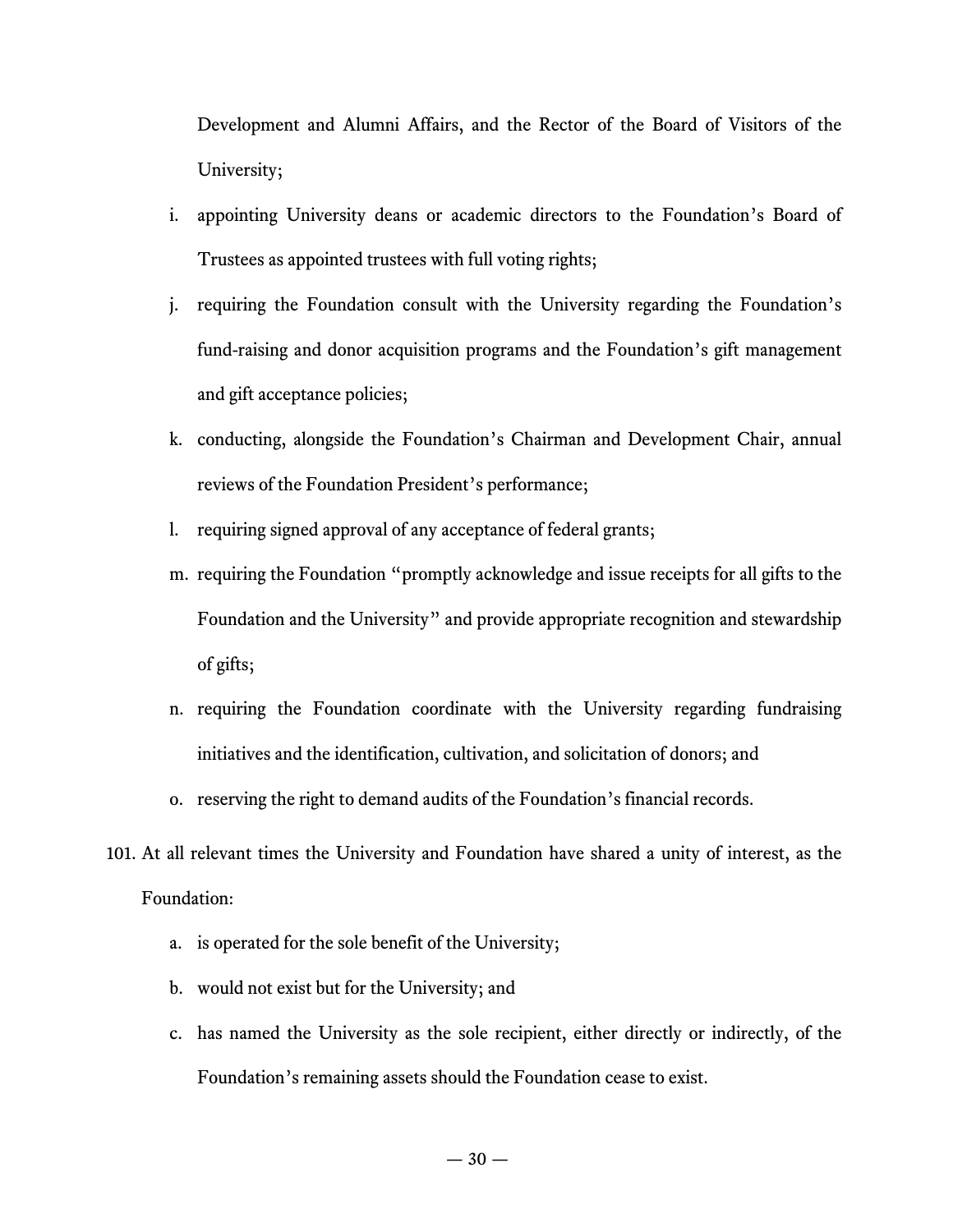Development and Alumni Affairs, and the Rector of the Board of Visitors of the University;

i. appointing University deans or academic directors to the Foundation's Board of Trustees as appointed trustees with full voting rights;

j. requiring the Foundation consult with the University regarding the Foundation's fund-raising and donor acquisition programs and the Foundation's gift management and gift acceptance policies;

k. conducting, alongside the Foundation's Chairman and Development Chair, annual reviews of the Foundation President's performance;

l. requiring signed approval of any acceptance of federal grants;

m. requiring the Foundation "promptly acknowledge and issue receipts for all gifts to the Foundation and the University" and provide appropriate recognition and stewardship of gifts;

n. requiring the Foundation coordinate with the University regarding fundraising initiatives and the identification, cultivation, and solicitation of donors; and

o. reserving the right to demand audits of the Foundation's financial records.

101. At all relevant times the University and Foundation have shared a unity of interest, as the Foundation:

a. is operated for the sole benefit of the University;

b. would not exist but for the University; and

c. has named the University as the sole recipient, either directly or indirectly, of the Foundation's remaining assets should the Foundation cease to exist.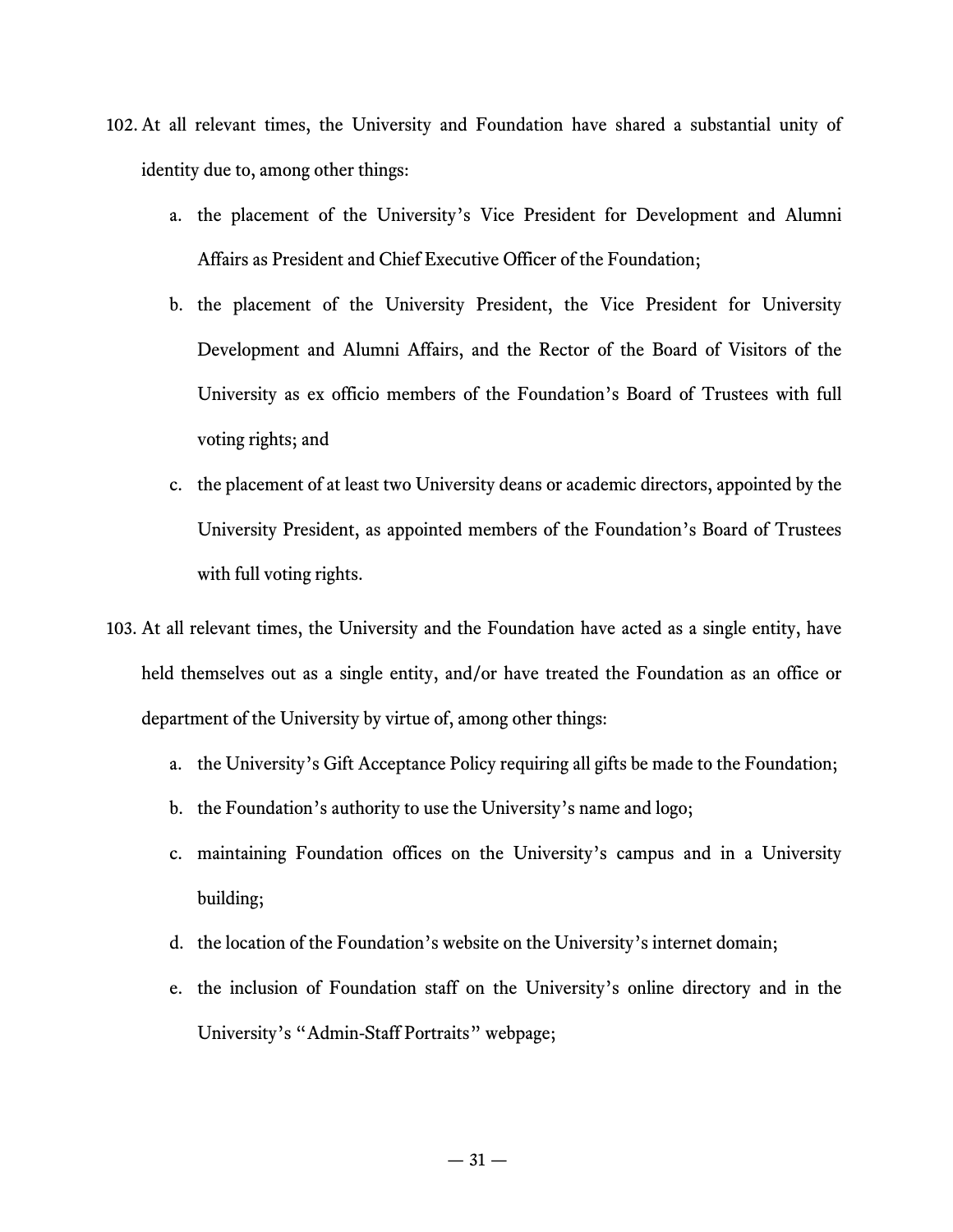102. At all relevant times, the University and Foundation have shared a substantial unity of identity due to, among other things:

    a. the placement of the University's Vice President for Development and Alumni Affairs as President and Chief Executive Officer of the Foundation;

    b. the placement of the University President, the Vice President for University Development and Alumni Affairs, and the Rector of the Board of Visitors of the University as ex officio members of the Foundation's Board of Trustees with full voting rights; and

    c. the placement of at least two University deans or academic directors, appointed by the University President, as appointed members of the Foundation's Board of Trustees with full voting rights.

103. At all relevant times, the University and the Foundation have acted as a single entity, have held themselves out as a single entity, and/or have treated the Foundation as an office or department of the University by virtue of, among other things:

    a. the University's Gift Acceptance Policy requiring all gifts be made to the Foundation;

    b. the Foundation's authority to use the University's name and logo;

    c. maintaining Foundation offices on the University's campus and in a University building;

    d. the location of the Foundation's website on the University's internet domain;

    e. the inclusion of Foundation staff on the University's online directory and in the University's "Admin-Staff Portraits" webpage;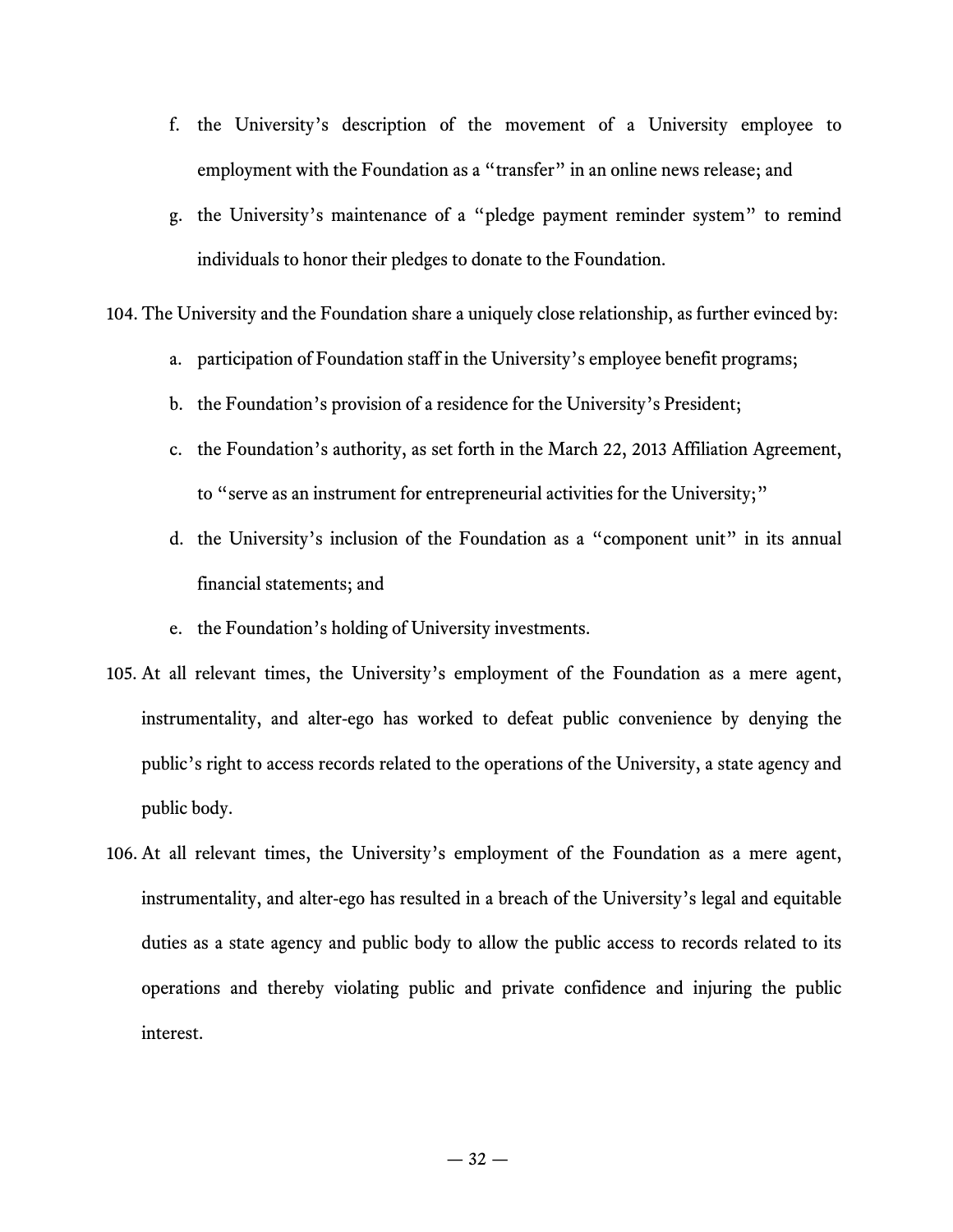f. the University's description of the movement of a University employee to employment with the Foundation as a "transfer" in an online news release; and

g. the University's maintenance of a "pledge payment reminder system" to remind individuals to honor their pledges to donate to the Foundation.

104. The University and the Foundation share a uniquely close relationship, as further evinced by:

a. participation of Foundation staff in the University's employee benefit programs;

b. the Foundation's provision of a residence for the University's President;

c. the Foundation's authority, as set forth in the March 22, 2013 Affiliation Agreement, to "serve as an instrument for entrepreneurial activities for the University;"

d. the University's inclusion of the Foundation as a "component unit" in its annual financial statements; and

e. the Foundation's holding of University investments.

105. At all relevant times, the University's employment of the Foundation as a mere agent, instrumentality, and alter-ego has worked to defeat public convenience by denying the public's right to access records related to the operations of the University, a state agency and public body.

106. At all relevant times, the University's employment of the Foundation as a mere agent, instrumentality, and alter-ego has resulted in a breach of the University's legal and equitable duties as a state agency and public body to allow the public access to records related to its operations and thereby violating public and private confidence and injuring the public interest.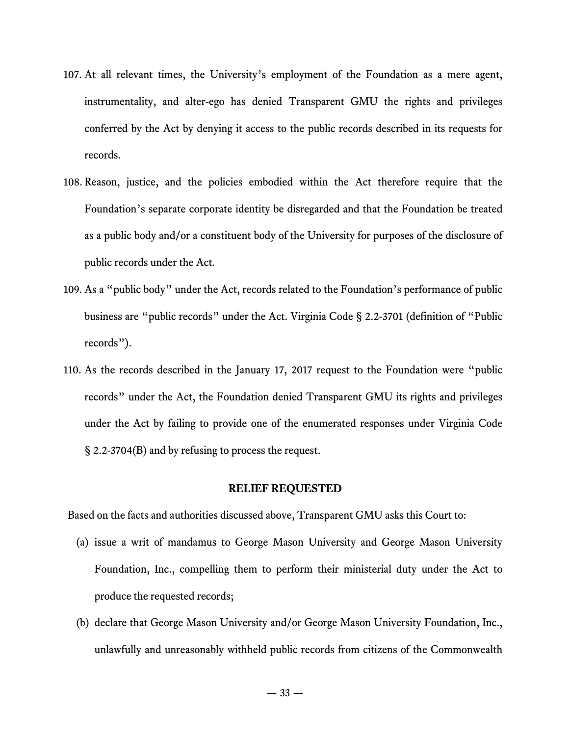107. At all relevant times, the University's employment of the Foundation as a mere agent, instrumentality, and alter-ego has denied Transparent GMU the rights and privileges conferred by the Act by denying it access to the public records described in its requests for records.

108. Reason, justice, and the policies embodied within the Act therefore require that the Foundation's separate corporate identity be disregarded and that the Foundation be treated as a public body and/or a constituent body of the University for purposes of the disclosure of public records under the Act.

109. As a "public body" under the Act, records related to the Foundation's performance of public business are "public records" under the Act. Virginia Code § 2.2-3701 (definition of "Public records").

110. As the records described in the January 17, 2017 request to the Foundation were "public records" under the Act, the Foundation denied Transparent GMU its rights and privileges under the Act by failing to provide one of the enumerated responses under Virginia Code § 2.2-3704(B) and by refusing to process the request.

## RELIEF REQUESTED

Based on the facts and authorities discussed above, Transparent GMU asks this Court to:

(a) issue a writ of mandamus to George Mason University and George Mason University Foundation, Inc., compelling them to perform their ministerial duty under the Act to produce the requested records;

(b) declare that George Mason University and/or George Mason University Foundation, Inc., unlawfully and unreasonably withheld public records from citizens of the Commonwealth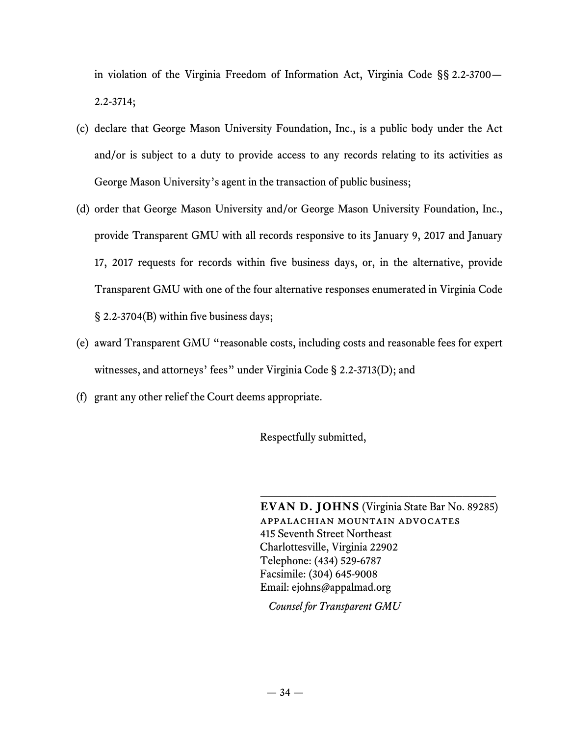in violation of the Virginia Freedom of Information Act, Virginia Code §§ 2.2-3700—2.2-3714;

(c) declare that George Mason University Foundation, Inc., is a public body under the Act and/or is subject to a duty to provide access to any records relating to its activities as George Mason University's agent in the transaction of public business;

(d) order that George Mason University and/or George Mason University Foundation, Inc., provide Transparent GMU with all records responsive to its January 9, 2017 and January 17, 2017 requests for records within five business days, or, in the alternative, provide Transparent GMU with one of the four alternative responses enumerated in Virginia Code § 2.2-3704(B) within five business days;

(e) award Transparent GMU "reasonable costs, including costs and reasonable fees for expert witnesses, and attorneys' fees" under Virginia Code § 2.2-3713(D); and

(f) grant any other relief the Court deems appropriate.

Respectfully submitted,

______________________________

**EVAN D. JOHNS** (Virginia State Bar No. 89285)
APPALACHIAN MOUNTAIN ADVOCATES
415 Seventh Street Northeast
Charlottesville, Virginia 22902
Telephone: (434) 529-6787
Facsimile: (304) 645-9008
Email: ejohns@appalmad.org

*Counsel for Transparent GMU*